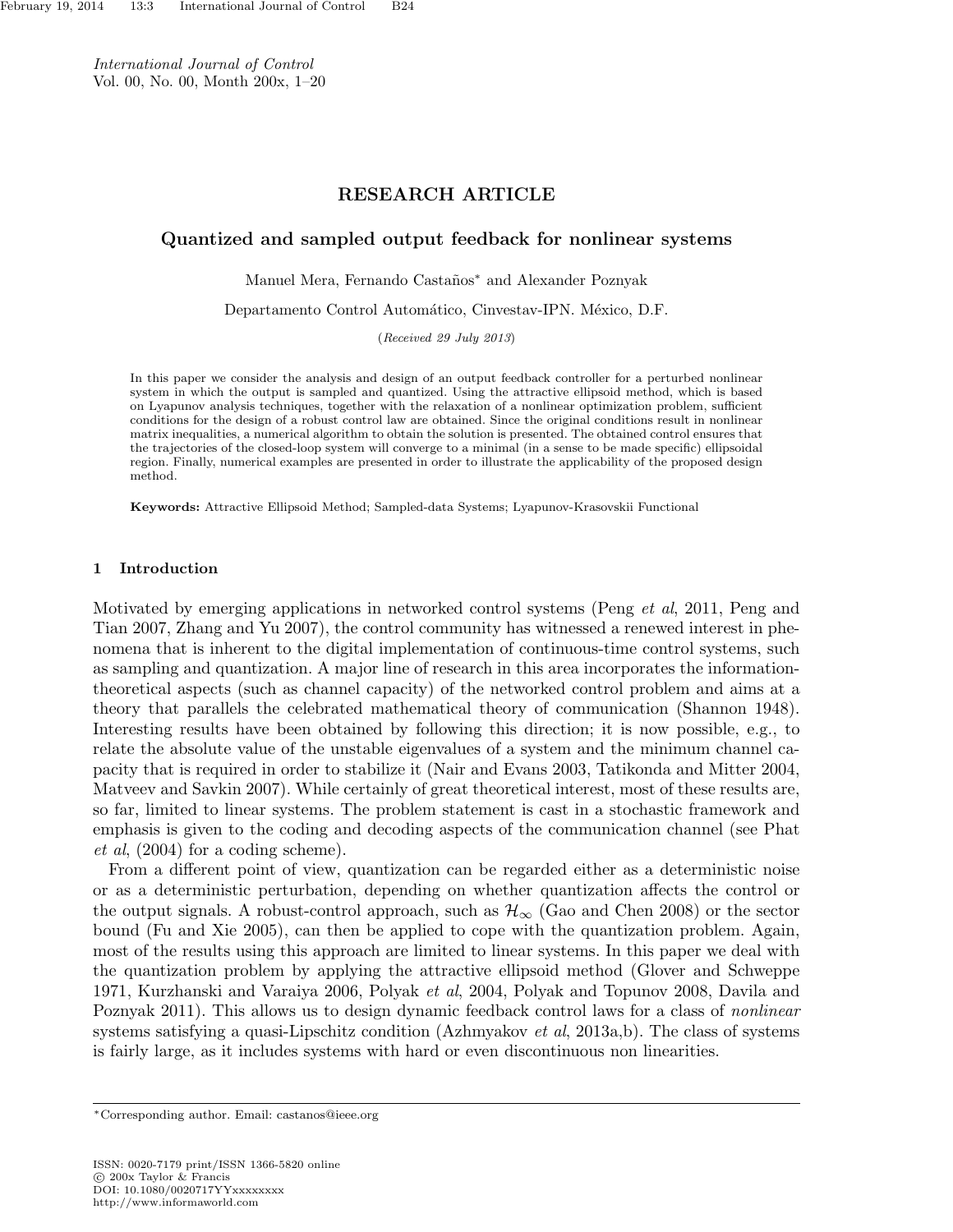## RESEARCH ARTICLE

# Quantized and sampled output feedback for nonlinear systems

Manuel Mera, Fernando Castaños* and Alexander Poznyak

Departamento Control Automático, Cinvestav-IPN. México, D.F.

(*Received 29 July 2013*)

In this paper we consider the analysis and design of an output feedback controller for a perturbed nonlinear system in which the output is sampled and quantized. Using the attractive ellipsoid method, which is based on Lyapunov analysis techniques, together with the relaxation of a nonlinear optimization problem, sufficient conditions for the design of a robust control law are obtained. Since the original conditions result in nonlinear matrix inequalities, a numerical algorithm to obtain the solution is presented. The obtained control ensures that the trajectories of the closed-loop system will converge to a minimal (in a sense to be made specific) ellipsoidal region. Finally, numerical examples are presented in order to illustrate the applicability of the proposed design method.

**Keywords:** Attractive Ellipsoid Method; Sampled-data Systems; Lyapunov-Krasovskii Functional

## 1 Introduction

Motivated by emerging applications in networked control systems (Peng *et al*, 2011, Peng and Tian 2007, Zhang and Yu 2007), the control community has witnessed a renewed interest in phenomena that is inherent to the digital implementation of continuous-time control systems, such as sampling and quantization. A major line of research in this area incorporates the information-theoretical aspects (such as channel capacity) of the networked control problem and aims at a theory that parallels the celebrated mathematical theory of communication (Shannon 1948). Interesting results have been obtained by following this direction; it is now possible, e.g., to relate the absolute value of the unstable eigenvalues of a system and the minimum channel capacity that is required in order to stabilize it (Nair and Evans 2003, Tatikonda and Mitter 2004, Matveev and Savkin 2007). While certainly of great theoretical interest, most of these results are, so far, limited to linear systems. The problem statement is cast in a stochastic framework and emphasis is given to the coding and decoding aspects of the communication channel (see Phat *et al*, (2004) for a coding scheme).

From a different point of view, quantization can be regarded either as a deterministic noise or as a deterministic perturbation, depending on whether quantization affects the control or the output signals. A robust-control approach, such as $\mathcal{H}_\infty$ (Gao and Chen 2008) or the sector bound (Fu and Xie 2005), can then be applied to cope with the quantization problem. Again, most of the results using this approach are limited to linear systems. In this paper we deal with the quantization problem by applying the attractive ellipsoid method (Glover and Schweppe 1971, Kurzhanski and Varaiya 2006, Polyak *et al*, 2004, Polyak and Topunov 2008, Davila and Poznyak 2011). This allows us to design dynamic feedback control laws for a class of *nonlinear* systems satisfying a quasi-Lipschitz condition (Azhmyakov *et al*, 2013a,b). The class of systems is fairly large, as it includes systems with hard or even discontinuous non linearities.

*Corresponding author. Email: castanos@ieee.org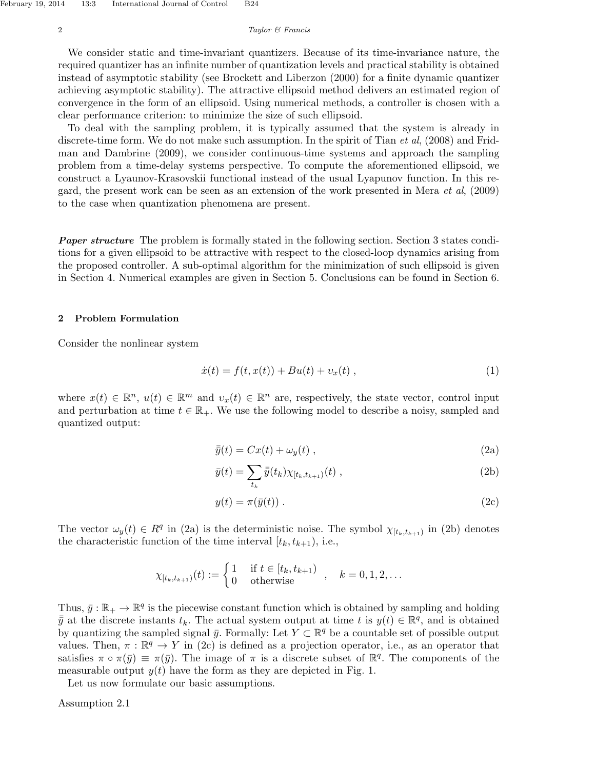We consider static and time-invariant quantizers. Because of its time-invariance nature, the required quantizer has an infinite number of quantization levels and practical stability is obtained instead of asymptotic stability (see Brockett and Liberzon (2000) for a finite dynamic quantizer achieving asymptotic stability). The attractive ellipsoid method delivers an estimated region of convergence in the form of an ellipsoid. Using numerical methods, a controller is chosen with a clear performance criterion: to minimize the size of such ellipsoid.

To deal with the sampling problem, it is typically assumed that the system is already in discrete-time form. We do not make such assumption. In the spirit of Tian *et al*, (2008) and Fridman and Dambrine (2009), we consider continuous-time systems and approach the sampling problem from a time-delay systems perspective. To compute the aforementioned ellipsoid, we construct a Lyaunov-Krasovskii functional instead of the usual Lyapunov function. In this regard, the present work can be seen as an extension of the work presented in Mera *et al*, (2009) to the case when quantization phenomena are present.

***Paper structure*** The problem is formally stated in the following section. Section 3 states conditions for a given ellipsoid to be attractive with respect to the closed-loop dynamics arising from the proposed controller. A sub-optimal algorithm for the minimization of such ellipsoid is given in Section 4. Numerical examples are given in Section 5. Conclusions can be found in Section 6.

## 2 Problem Formulation

Consider the nonlinear system

$$\dot{x}(t) = f(t, x(t)) + Bu(t) + \upsilon_x(t) \;, \tag{1}$$

where $x(t) \in \mathbb{R}^n$, $u(t) \in \mathbb{R}^m$ and $\upsilon_x(t) \in \mathbb{R}^n$ are, respectively, the state vector, control input and perturbation at time $t \in \mathbb{R}_+$. We use the following model to describe a noisy, sampled and quantized output:

$$\bar{\bar{y}}(t) = Cx(t) + \omega_y(t) \;, \tag{2a}$$

$$\bar{y}(t) = \sum_{t_k} \bar{\bar{y}}(t_k)\chi_{[t_k,t_{k+1})}(t) \;, \tag{2b}$$

$$y(t) = \pi(\bar{y}(t)) \;. \tag{2c}$$

The vector $\omega_y(t) \in R^q$ in (2a) is the deterministic noise. The symbol $\chi_{[t_k,t_{k+1})}$ in (2b) denotes the characteristic function of the time interval $[t_k, t_{k+1})$, i.e.,

$$\chi_{[t_k,t_{k+1})}(t) := \begin{cases} 1 & \text{if } t \in [t_k, t_{k+1}) \\ 0 & \text{otherwise} \end{cases} \quad , \quad k = 0, 1, 2, \ldots$$

Thus, $\bar{y} : \mathbb{R}_+ \to \mathbb{R}^q$ is the piecewise constant function which is obtained by sampling and holding $\bar{\bar{y}}$ at the discrete instants $t_k$. The actual system output at time $t$ is $y(t) \in \mathbb{R}^q$, and is obtained by quantizing the sampled signal $\bar{y}$. Formally: Let $Y \subset \mathbb{R}^q$ be a countable set of possible output values. Then, $\pi : \mathbb{R}^q \to Y$ in (2c) is defined as a projection operator, i.e., as an operator that satisfies $\pi \circ \pi(\bar{y}) \equiv \pi(\bar{y})$. The image of $\pi$ is a discrete subset of $\mathbb{R}^q$. The components of the measurable output $y(t)$ have the form as they are depicted in Fig. 1.

Let us now formulate our basic assumptions.

Assumption 2.1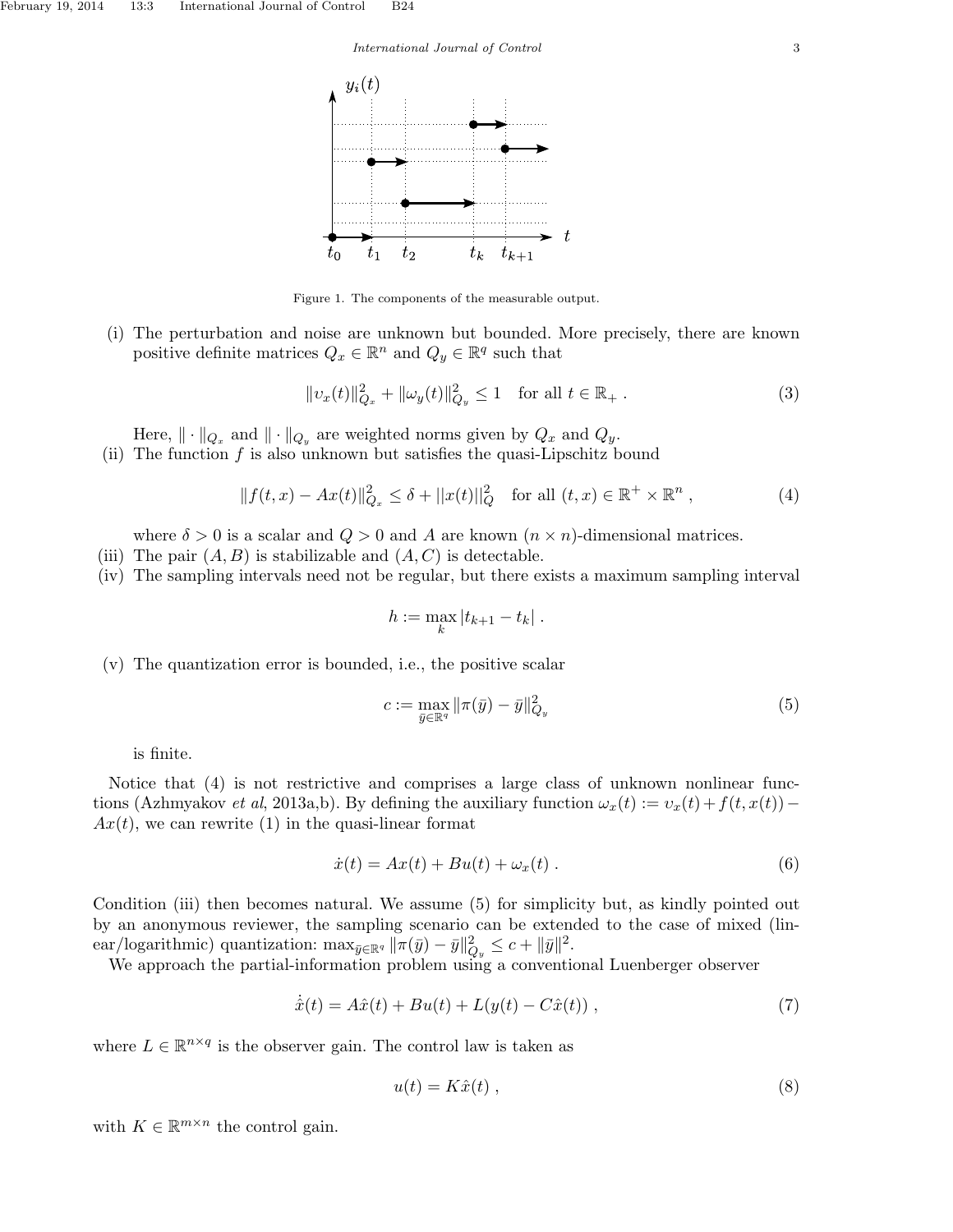Figure 1. The components of the measurable output.

(i) The perturbation and noise are unknown but bounded. More precisely, there are known positive definite matrices $Q_x \in \mathbb{R}^n$ and $Q_y \in \mathbb{R}^q$ such that

$$\|\upsilon_x(t)\|_{Q_x}^2 + \|\omega_y(t)\|_{Q_y}^2 \leq 1 \quad \text{for all } t \in \mathbb{R}_+ . \tag{3}$$

Here, $\|\cdot\|_{Q_x}$ and $\|\cdot\|_{Q_y}$ are weighted norms given by $Q_x$ and $Q_y$.

(ii) The function $f$ is also unknown but satisfies the quasi-Lipschitz bound

$$\|f(t,x) - Ax(t)\|_{Q_x}^2 \leq \delta + ||x(t)||_Q^2 \quad \text{for all } (t,x) \in \mathbb{R}^+ \times \mathbb{R}^n , \tag{4}$$

where $\delta > 0$ is a scalar and $Q > 0$ and $A$ are known $(n \times n)$-dimensional matrices.

(iii) The pair $(A, B)$ is stabilizable and $(A, C)$ is detectable.

(iv) The sampling intervals need not be regular, but there exists a maximum sampling interval

$$h := \max_k |t_{k+1} - t_k| .$$

(v) The quantization error is bounded, i.e., the positive scalar

$$c := \max_{\bar{y} \in \mathbb{R}^q} \|\pi(\bar{y}) - \bar{y}\|_{Q_y}^2 \tag{5}$$

is finite.

Notice that (4) is not restrictive and comprises a large class of unknown nonlinear functions (Azhmyakov *et al*, 2013a,b). By defining the auxiliary function $\omega_x(t) := \upsilon_x(t) + f(t, x(t)) - Ax(t)$, we can rewrite (1) in the quasi-linear format

$$\dot{x}(t) = Ax(t) + Bu(t) + \omega_x(t) . \tag{6}$$

Condition (iii) then becomes natural. We assume (5) for simplicity but, as kindly pointed out by an anonymous reviewer, the sampling scenario can be extended to the case of mixed (linear/logarithmic) quantization: $\max_{\bar{y} \in \mathbb{R}^q} \|\pi(\bar{y}) - \bar{y}\|_{Q_y}^2 \leq c + \|\bar{y}\|^2$.

We approach the partial-information problem using a conventional Luenberger observer

$$\dot{\hat{x}}(t) = A\hat{x}(t) + Bu(t) + L(y(t) - C\hat{x}(t)) , \tag{7}$$

where $L \in \mathbb{R}^{n \times q}$ is the observer gain. The control law is taken as

$$u(t) = K\hat{x}(t) , \tag{8}$$

with $K \in \mathbb{R}^{m \times n}$ the control gain.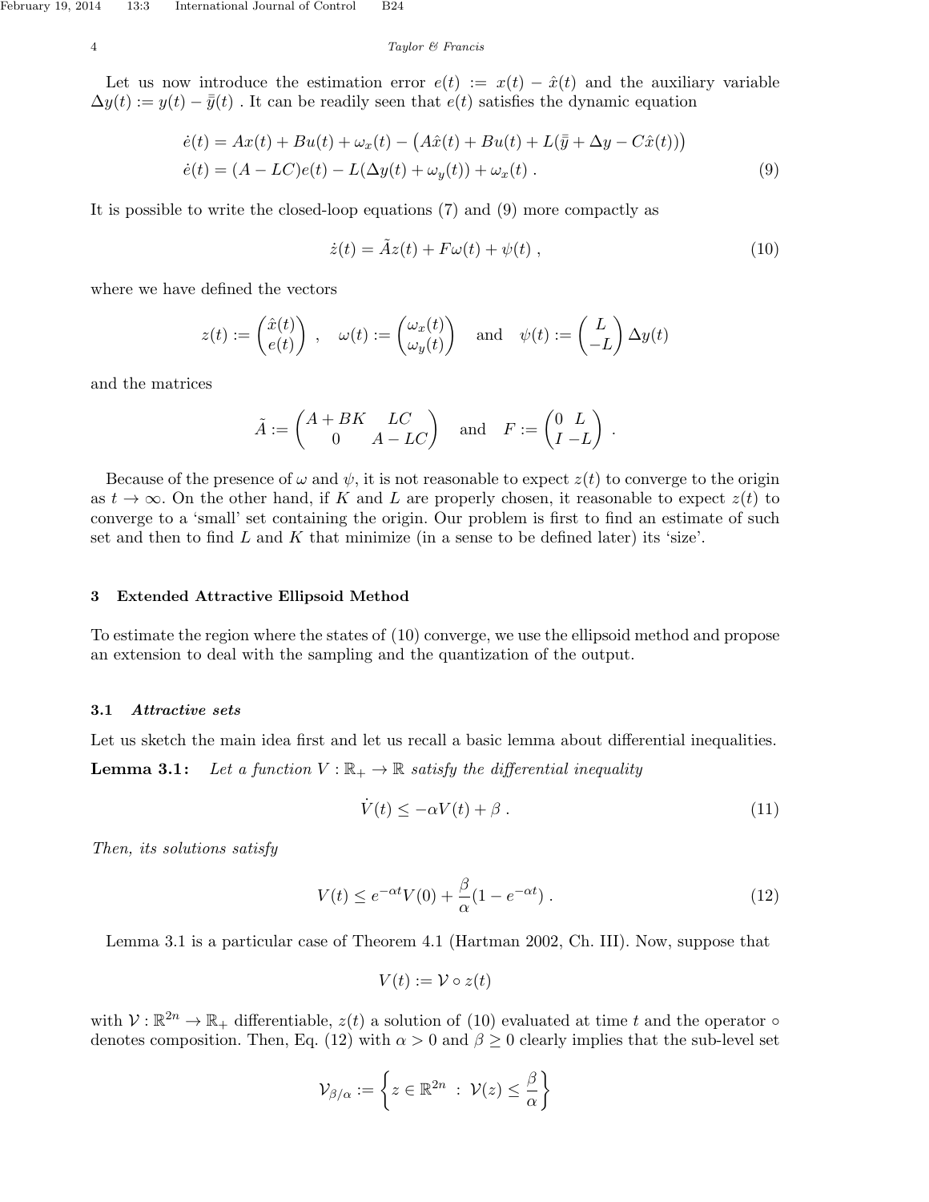Let us now introduce the estimation error $e(t) := x(t) - \hat{x}(t)$ and the auxiliary variable $\Delta y(t) := y(t) - \bar{\bar{y}}(t)$ . It can be readily seen that $e(t)$ satisfies the dynamic equation

$$
\begin{aligned}
\dot{e}(t) &= Ax(t) + Bu(t) + \omega_x(t) - \big(A\hat{x}(t) + Bu(t) + L(\bar{\bar{y}} + \Delta y - C\hat{x}(t))\big) \\
\dot{e}(t) &= (A - LC)e(t) - L(\Delta y(t) + \omega_y(t)) + \omega_x(t) \ . \qquad (9)
\end{aligned}
$$

It is possible to write the closed-loop equations (7) and (9) more compactly as

$$
\dot{z}(t) = \tilde{A}z(t) + F\omega(t) + \psi(t) \ , \qquad (10)
$$

where we have defined the vectors

$$
z(t) := \begin{pmatrix} \hat{x}(t) \\ e(t) \end{pmatrix} \ , \quad \omega(t) := \begin{pmatrix} \omega_x(t) \\ \omega_y(t) \end{pmatrix} \quad \text{and} \quad \psi(t) := \begin{pmatrix} L \\ -L \end{pmatrix} \Delta y(t)
$$

and the matrices

$$
\tilde{A} := \begin{pmatrix} A + BK & LC \\ 0 & A - LC \end{pmatrix} \quad \text{and} \quad F := \begin{pmatrix} 0 & L \\ I & -L \end{pmatrix} \ .
$$

Because of the presence of $\omega$ and $\psi$, it is not reasonable to expect $z(t)$ to converge to the origin as $t \to \infty$. On the other hand, if $K$ and $L$ are properly chosen, it reasonable to expect $z(t)$ to converge to a 'small' set containing the origin. Our problem is first to find an estimate of such set and then to find $L$ and $K$ that minimize (in a sense to be defined later) its 'size'.

## 3 Extended Attractive Ellipsoid Method

To estimate the region where the states of (10) converge, we use the ellipsoid method and propose an extension to deal with the sampling and the quantization of the output.

### 3.1 *Attractive sets*

Let us sketch the main idea first and let us recall a basic lemma about differential inequalities.

**Lemma 3.1:** *Let a function $V : \mathbb{R}_+ \to \mathbb{R}$ satisfy the differential inequality*

$$
\dot{V}(t) \leq -\alpha V(t) + \beta \ . \qquad (11)
$$

*Then, its solutions satisfy*

$$
V(t) \leq e^{-\alpha t} V(0) + \frac{\beta}{\alpha}(1 - e^{-\alpha t}) \ . \qquad (12)
$$

Lemma 3.1 is a particular case of Theorem 4.1 (Hartman 2002, Ch. III). Now, suppose that

$$
V(t) := \mathcal{V} \circ z(t)
$$

with $\mathcal{V} : \mathbb{R}^{2n} \to \mathbb{R}_+$ differentiable, $z(t)$ a solution of (10) evaluated at time $t$ and the operator $\circ$ denotes composition. Then, Eq. (12) with $\alpha > 0$ and $\beta \geq 0$ clearly implies that the sub-level set

$$
\mathcal{V}_{\beta/\alpha} := \left\{ z \in \mathbb{R}^{2n} \ : \ \mathcal{V}(z) \leq \frac{\beta}{\alpha} \right\}
$$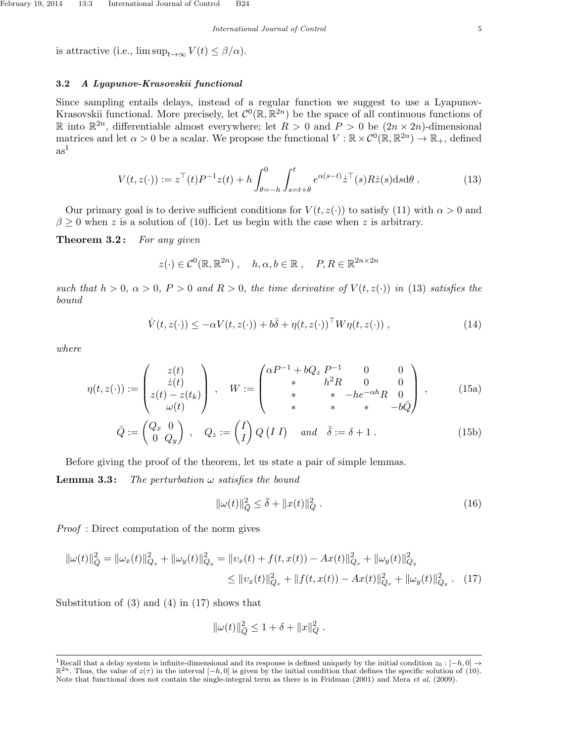is attractive (i.e., $\limsup_{t\to\infty} V(t) \le \beta/\alpha$).

### 3.2 *A Lyapunov-Krasovskii functional*

Since sampling entails delays, instead of a regular function we suggest to use a Lyapunov-Krasovskii functional. More precisely, let $\mathcal{C}^0(\mathbb{R},\mathbb{R}^{2n})$ be the space of all continuous functions of $\mathbb{R}$ into $\mathbb{R}^{2n}$, differentiable almost everywhere; let $R > 0$ and $P > 0$ be $(2n \times 2n)$-dimensional matrices and let $\alpha > 0$ be a scalar. We propose the functional $V : \mathbb{R} \times \mathcal{C}^0(\mathbb{R},\mathbb{R}^{2n}) \to \mathbb{R}_+$, defined as[1]

$$V(t, z(\cdot)) := z^\top(t) P^{-1} z(t) + h \int_{\theta=-h}^{0} \int_{s=t+\theta}^{t} e^{\alpha(s-t)} \dot{z}^\top(s) R \dot{z}(s) \mathrm{d}s \mathrm{d}\theta \,. \tag{13}$$

Our primary goal is to derive sufficient conditions for $V(t, z(\cdot))$ to satisfy (11) with $\alpha > 0$ and $\beta \ge 0$ when $z$ is a solution of (10). Let us begin with the case when $z$ is arbitrary.

**Theorem 3.2 :** *For any given*

$$z(\cdot) \in \mathcal{C}^0(\mathbb{R},\mathbb{R}^{2n}) \,, \quad h, \alpha, b \in \mathbb{R} \,, \quad P, R \in \mathbb{R}^{2n\times 2n}$$

*such that $h > 0$, $\alpha > 0$, $P > 0$ and $R > 0$, the time derivative of $V(t, z(\cdot))$ in (13) satisfies the bound*

$$\dot{V}(t, z(\cdot)) \le -\alpha V(t, z(\cdot)) + b\bar{\delta} + \eta(t, z(\cdot))^\top W \eta(t, z(\cdot)) \,, \tag{14}$$

*where*

$$\eta(t, z(\cdot)) := \begin{pmatrix} z(t) \\ \dot{z}(t) \\ z(t) - z(t_k) \\ \omega(t) \end{pmatrix} \,, \quad W := \begin{pmatrix} \alpha P^{-1} + bQ_z & P^{-1} & 0 & 0 \\ * & h^2 R & 0 & 0 \\ * & * & -he^{-\alpha h} R & 0 \\ * & * & * & -b\bar{Q} \end{pmatrix} \,, \tag{15a}$$

$$\bar{Q} := \begin{pmatrix} Q_x & 0 \\ 0 & Q_y \end{pmatrix} \,, \quad Q_z := \begin{pmatrix} I \\ I \end{pmatrix} Q \begin{pmatrix} I & I \end{pmatrix} \quad \text{and} \quad \bar{\delta} := \delta + 1 \,. \tag{15b}$$

Before giving the proof of the theorem, let us state a pair of simple lemmas.

**Lemma 3.3 :** *The perturbation $\omega$ satisfies the bound*

$$\|\omega(t)\|^2_{\bar{Q}} \le \bar{\delta} + \|x(t)\|^2_Q \,. \tag{16}$$

*Proof* : Direct computation of the norm gives

$$\begin{aligned} \|\omega(t)\|^2_{\bar{Q}} = \|\omega_x(t)\|^2_{Q_x} + \|\omega_y(t)\|^2_{Q_y} &= \|\upsilon_x(t) + f(t, x(t)) - Ax(t)\|^2_{Q_x} + \|\omega_y(t)\|^2_{Q_y} \\ &\le \|\upsilon_x(t)\|^2_{Q_x} + \|f(t, x(t)) - Ax(t)\|^2_{Q_x} + \|\omega_y(t)\|^2_{Q_y} \,. \end{aligned} \tag{17}$$

Substitution of (3) and (4) in (17) shows that

$$\|\omega(t)\|^2_{\bar{Q}} \le 1 + \delta + \|x\|^2_Q \,.$$

---

[1] Recall that a delay system is infinite-dimensional and its response is defined uniquely by the initial condition $z_0 : [-h, 0] \to \mathbb{R}^{2n}$. Thus, the value of $z(\tau)$ in the interval $[-h, 0]$ is given by the initial condition that defines the specific solution of (10). Note that functional does not contain the single-integral term as there is in Fridman (2001) and Mera *et al*, (2009).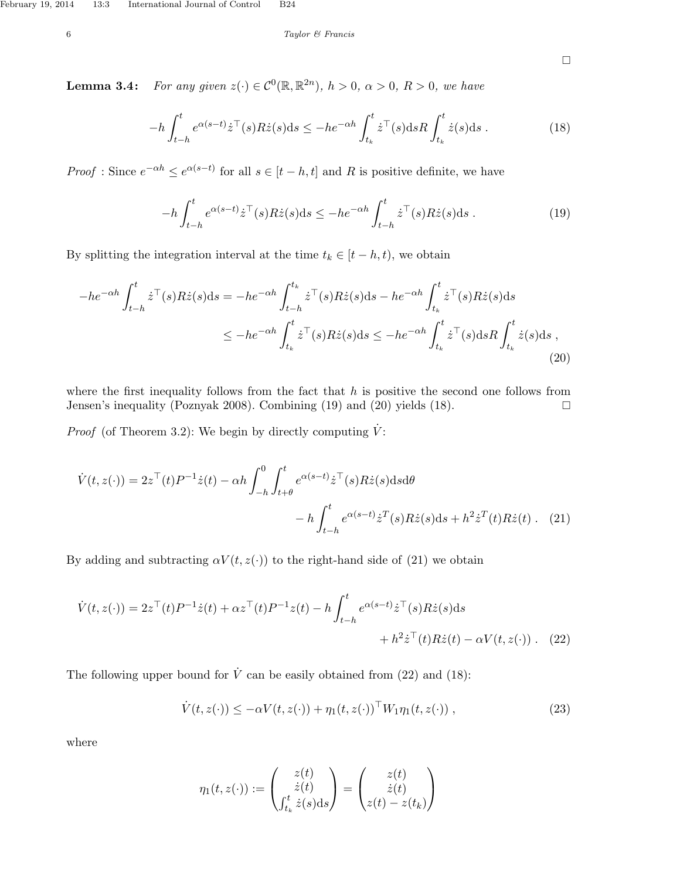□

**Lemma 3.4:** *For any given $z(\cdot) \in \mathcal{C}^0(\mathbb{R}, \mathbb{R}^{2n})$, $h > 0$, $\alpha > 0$, $R > 0$, we have*

$$-h \int_{t-h}^{t} e^{\alpha(s-t)} \dot{z}^\top(s) R \dot{z}(s) \mathrm{d}s \leq -h e^{-\alpha h} \int_{t_k}^{t} \dot{z}^\top(s) \mathrm{d}s R \int_{t_k}^{t} \dot{z}(s) \mathrm{d}s \,. \tag{18}$$

*Proof* : Since $e^{-\alpha h} \leq e^{\alpha(s-t)}$ for all $s \in [t-h, t]$ and $R$ is positive definite, we have

$$-h \int_{t-h}^{t} e^{\alpha(s-t)} \dot{z}^\top(s) R \dot{z}(s) \mathrm{d}s \leq -h e^{-\alpha h} \int_{t-h}^{t} \dot{z}^\top(s) R \dot{z}(s) \mathrm{d}s \,. \tag{19}$$

By splitting the integration interval at the time $t_k \in [t-h, t)$, we obtain

$$\begin{aligned} -h e^{-\alpha h} \int_{t-h}^{t} \dot{z}^\top(s) R \dot{z}(s) \mathrm{d}s &= -h e^{-\alpha h} \int_{t-h}^{t_k} \dot{z}^\top(s) R \dot{z}(s) \mathrm{d}s - h e^{-\alpha h} \int_{t_k}^{t} \dot{z}^\top(s) R \dot{z}(s) \mathrm{d}s \\ &\leq -h e^{-\alpha h} \int_{t_k}^{t} \dot{z}^\top(s) R \dot{z}(s) \mathrm{d}s \leq -h e^{-\alpha h} \int_{t_k}^{t} \dot{z}^\top(s) \mathrm{d}s R \int_{t_k}^{t} \dot{z}(s) \mathrm{d}s \,, \end{aligned} \tag{20}$$

where the first inequality follows from the fact that $h$ is positive the second one follows from Jensen's inequality (Poznyak 2008). Combining (19) and (20) yields (18). □

*Proof* (of Theorem 3.2): We begin by directly computing $\dot{V}$:

$$\begin{aligned} \dot{V}(t, z(\cdot)) = 2 z^\top(t) P^{-1} \dot{z}(t) - \alpha h \int_{-h}^{0} \int_{t+\theta}^{t} e^{\alpha(s-t)} \dot{z}^\top(s) R \dot{z}(s) \mathrm{d}s \mathrm{d}\theta \\ - h \int_{t-h}^{t} e^{\alpha(s-t)} \dot{z}^T(s) R \dot{z}(s) \mathrm{d}s + h^2 \dot{z}^T(t) R \dot{z}(t) \,. \end{aligned} \tag{21}$$

By adding and subtracting $\alpha V(t, z(\cdot))$ to the right-hand side of (21) we obtain

$$\begin{aligned} \dot{V}(t, z(\cdot)) = 2 z^\top(t) P^{-1} \dot{z}(t) + \alpha z^\top(t) P^{-1} z(t) - h \int_{t-h}^{t} e^{\alpha(s-t)} \dot{z}^\top(s) R \dot{z}(s) \mathrm{d}s \\ + h^2 \dot{z}^\top(t) R \dot{z}(t) - \alpha V(t, z(\cdot)) \,. \end{aligned} \tag{22}$$

The following upper bound for $\dot{V}$ can be easily obtained from (22) and (18):

$$\dot{V}(t, z(\cdot)) \leq -\alpha V(t, z(\cdot)) + \eta_1(t, z(\cdot))^\top W_1 \eta_1(t, z(\cdot)) \,, \tag{23}$$

where

$$\eta_1(t, z(\cdot)) := \begin{pmatrix} z(t) \\ \dot{z}(t) \\ \int_{t_k}^{t} \dot{z}(s) \mathrm{d}s \end{pmatrix} = \begin{pmatrix} z(t) \\ \dot{z}(t) \\ z(t) - z(t_k) \end{pmatrix}$$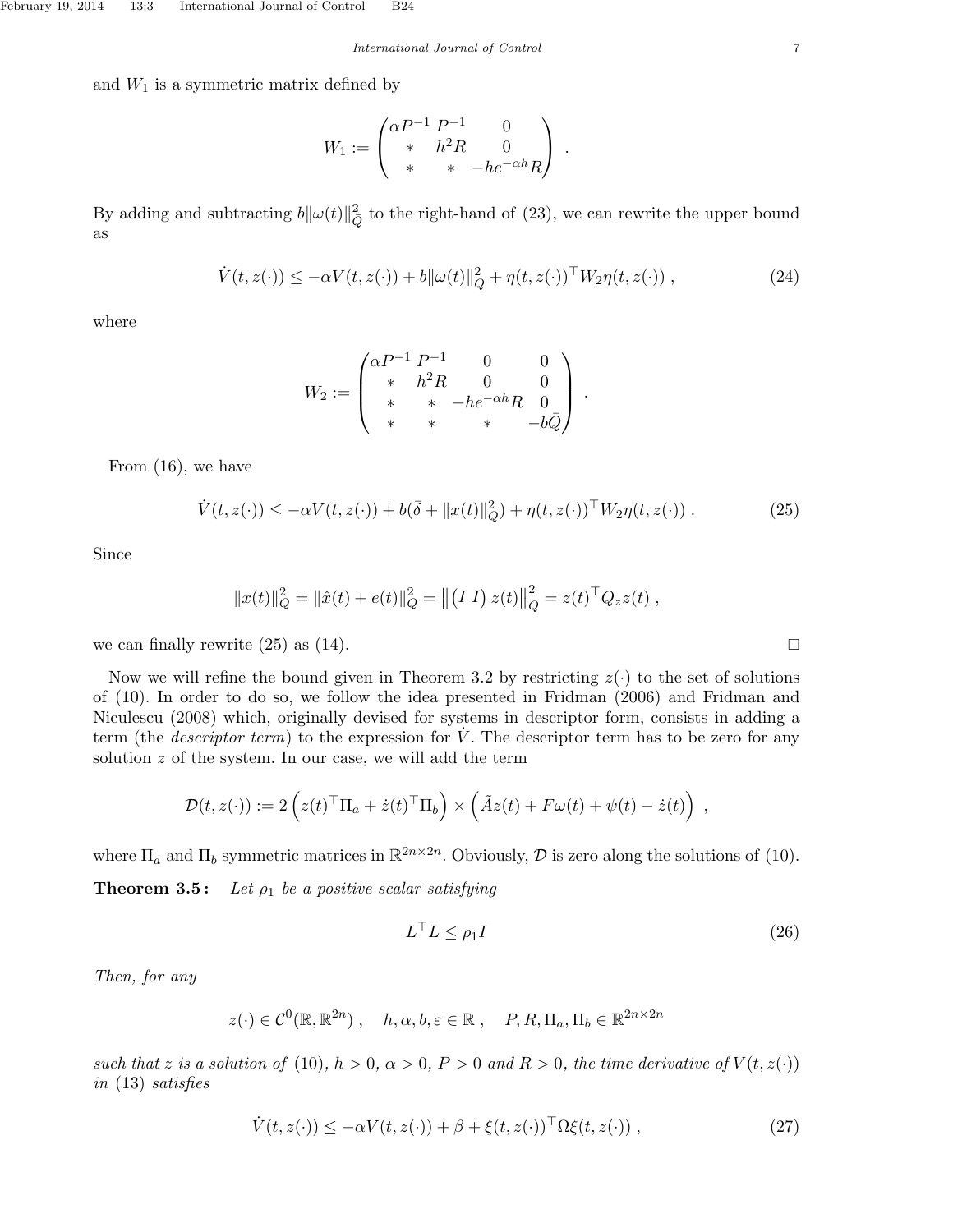and $W_1$ is a symmetric matrix defined by

$$
W_1 := \begin{pmatrix} \alpha P^{-1} & P^{-1} & 0 \\ * & h^2 R & 0 \\ * & * & -he^{-\alpha h} R \end{pmatrix} .
$$

By adding and subtracting $b\|\omega(t)\|_{\bar{Q}}^2$ to the right-hand of (23), we can rewrite the upper bound as

$$
\dot{V}(t, z(\cdot)) \leq -\alpha V(t, z(\cdot)) + b\|\omega(t)\|_{\bar{Q}}^2 + \eta(t, z(\cdot))^\top W_2 \eta(t, z(\cdot)) , \tag{24}
$$

where

$$
W_2 := \begin{pmatrix} \alpha P^{-1} & P^{-1} & 0 & 0 \\ * & h^2 R & 0 & 0 \\ * & * & -he^{-\alpha h} R & 0 \\ * & * & * & -b\bar{Q} \end{pmatrix} .
$$

From (16), we have

$$
\dot{V}(t, z(\cdot)) \leq -\alpha V(t, z(\cdot)) + b(\bar{\delta} + \|x(t)\|_Q^2) + \eta(t, z(\cdot))^\top W_2 \eta(t, z(\cdot)) . \tag{25}
$$

Since

$$
\|x(t)\|_Q^2 = \|\hat{x}(t) + e(t)\|_Q^2 = \left\| \begin{pmatrix} I & I \end{pmatrix} z(t) \right\|_Q^2 = z(t)^\top Q_z z(t) ,
$$

we can finally rewrite (25) as (14). $\square$

Now we will refine the bound given in Theorem 3.2 by restricting $z(\cdot)$ to the set of solutions of (10). In order to do so, we follow the idea presented in Fridman (2006) and Fridman and Niculescu (2008) which, originally devised for systems in descriptor form, consists in adding a term (the *descriptor term*) to the expression for $\dot{V}$. The descriptor term has to be zero for any solution $z$ of the system. In our case, we will add the term

$$
\mathcal{D}(t, z(\cdot)) := 2\left(z(t)^\top \Pi_a + \dot{z}(t)^\top \Pi_b\right) \times \left(\tilde{A}z(t) + F\omega(t) + \psi(t) - \dot{z}(t)\right) ,
$$

where $\Pi_a$ and $\Pi_b$ symmetric matrices in $\mathbb{R}^{2n \times 2n}$. Obviously, $\mathcal{D}$ is zero along the solutions of (10).

**Theorem 3.5 :** *Let $\rho_1$ be a positive scalar satisfying*

$$
L^\top L \leq \rho_1 I \tag{26}
$$

*Then, for any*

$$
z(\cdot) \in \mathcal{C}^0(\mathbb{R}, \mathbb{R}^{2n}) , \quad h, \alpha, b, \varepsilon \in \mathbb{R} , \quad P, R, \Pi_a, \Pi_b \in \mathbb{R}^{2n \times 2n}
$$

*such that $z$ is a solution of (10), $h > 0$, $\alpha > 0$, $P > 0$ and $R > 0$, the time derivative of $V(t, z(\cdot))$ in (13) satisfies*

$$
\dot{V}(t, z(\cdot)) \leq -\alpha V(t, z(\cdot)) + \beta + \xi(t, z(\cdot))^\top \Omega \xi(t, z(\cdot)) , \tag{27}
$$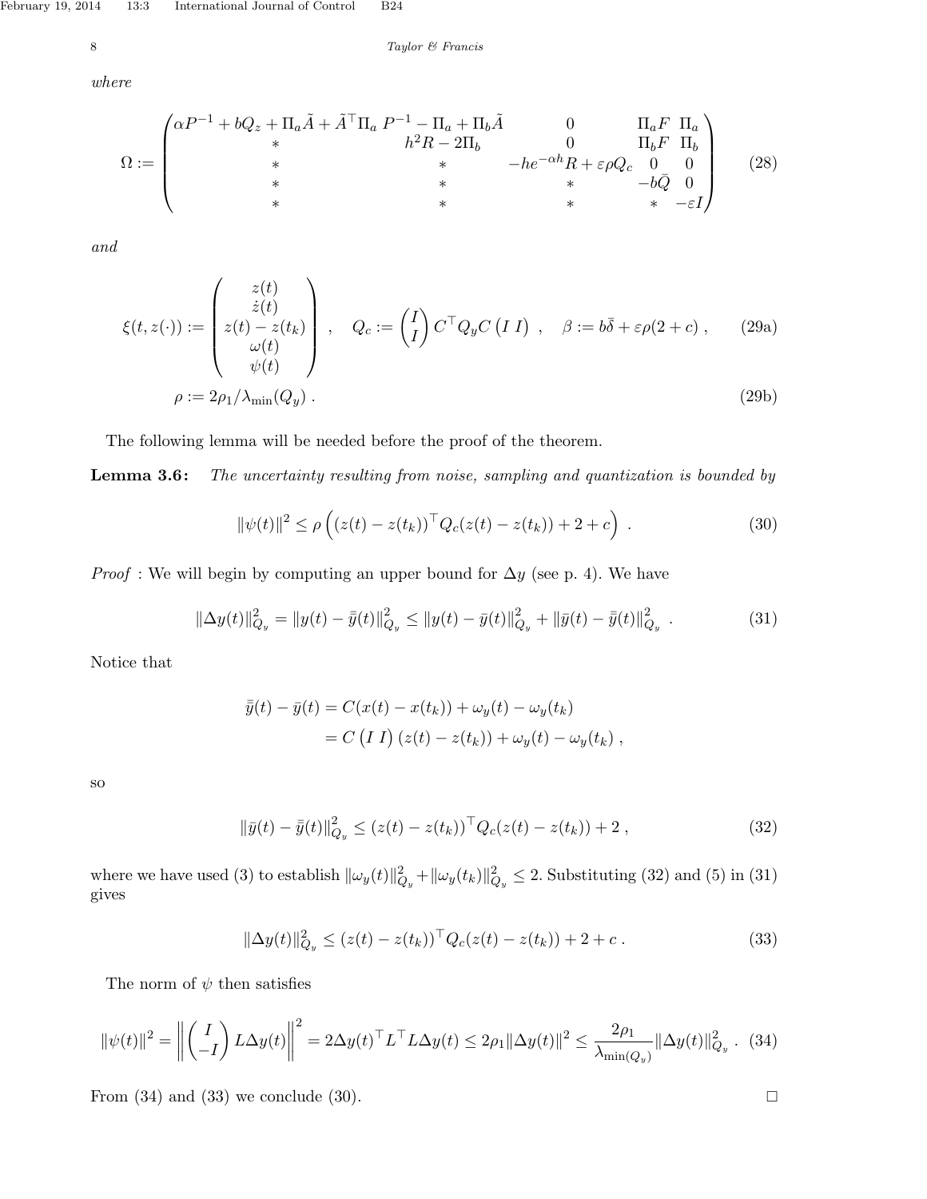*where*

$$
\Omega := \begin{pmatrix} \alpha P^{-1} + bQ_z + \Pi_a \tilde{A} + \tilde{A}^\top \Pi_a & P^{-1} - \Pi_a + \Pi_b \tilde{A} & 0 & \Pi_a F & \Pi_a \\ * & h^2 R - 2\Pi_b & 0 & \Pi_b F & \Pi_b \\ * & * & -he^{-\alpha h} R + \varepsilon \rho Q_c & 0 & 0 \\ * & * & * & -b\bar{Q} & 0 \\ * & * & * & * & -\varepsilon I \end{pmatrix} \tag{28}
$$

*and*

$$
\xi(t, z(\cdot)) := \begin{pmatrix} z(t) \\ \dot{z}(t) \\ z(t) - z(t_k) \\ \omega(t) \\ \psi(t) \end{pmatrix}, \quad Q_c := \begin{pmatrix} I \\ I \end{pmatrix} C^\top Q_y C \begin{pmatrix} I & I \end{pmatrix}, \quad \beta := b\bar{\delta} + \varepsilon \rho (2 + c), \tag{29a}
$$

$$
\rho := 2\rho_1 / \lambda_{\min}(Q_y). \tag{29b}
$$

The following lemma will be needed before the proof of the theorem.

**Lemma 3.6:** *The uncertainty resulting from noise, sampling and quantization is bounded by*

$$
\|\psi(t)\|^2 \leq \rho \left( (z(t) - z(t_k))^\top Q_c (z(t) - z(t_k)) + 2 + c \right). \tag{30}
$$

*Proof* : We will begin by computing an upper bound for $\Delta y$ (see p. 4). We have

$$
\|\Delta y(t)\|^2_{Q_y} = \|y(t) - \bar{\bar{y}}(t)\|^2_{Q_y} \leq \|y(t) - \bar{y}(t)\|^2_{Q_y} + \|\bar{y}(t) - \bar{\bar{y}}(t)\|^2_{Q_y}. \tag{31}
$$

Notice that

$$
\begin{aligned}
\bar{\bar{y}}(t) - \bar{y}(t) &= C(x(t) - x(t_k)) + \omega_y(t) - \omega_y(t_k) \\
&= C \begin{pmatrix} I & I \end{pmatrix} (z(t) - z(t_k)) + \omega_y(t) - \omega_y(t_k),
\end{aligned}
$$

so

$$
\|\bar{y}(t) - \bar{\bar{y}}(t)\|^2_{Q_y} \leq (z(t) - z(t_k))^\top Q_c (z(t) - z(t_k)) + 2, \tag{32}
$$

where we have used (3) to establish $\|\omega_y(t)\|^2_{Q_y} + \|\omega_y(t_k)\|^2_{Q_y} \leq 2$. Substituting (32) and (5) in (31) gives

$$
\|\Delta y(t)\|^2_{Q_y} \leq (z(t) - z(t_k))^\top Q_c (z(t) - z(t_k)) + 2 + c. \tag{33}
$$

The norm of $\psi$ then satisfies

$$
\|\psi(t)\|^2 = \left\| \begin{pmatrix} I \\ -I \end{pmatrix} L \Delta y(t) \right\|^2 = 2\Delta y(t)^\top L^\top L \Delta y(t) \leq 2\rho_1 \|\Delta y(t)\|^2 \leq \frac{2\rho_1}{\lambda_{\min(Q_y)}} \|\Delta y(t)\|^2_{Q_y}. \tag{34}
$$

From (34) and (33) we conclude (30). □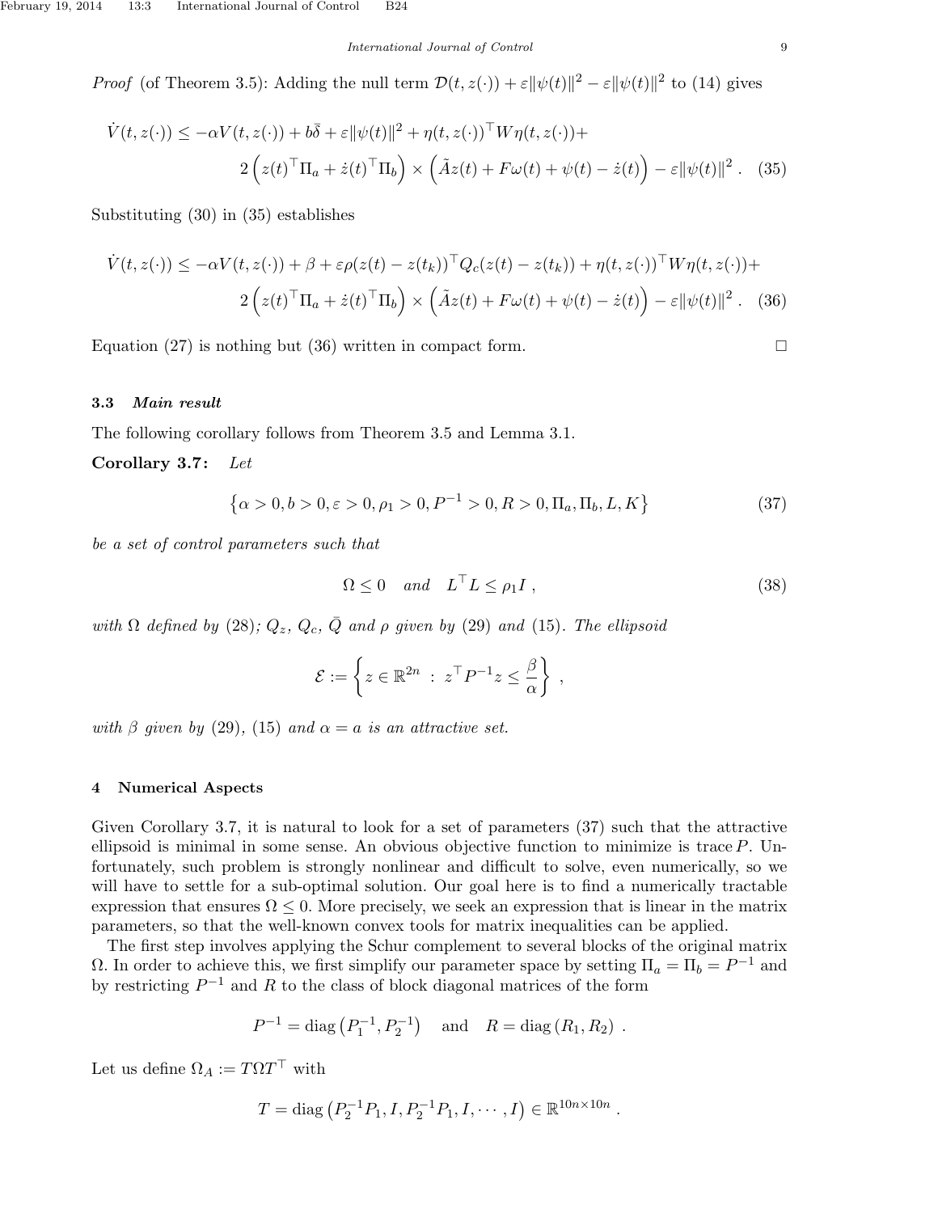*Proof* (of Theorem 3.5): Adding the null term $\mathcal{D}(t, z(\cdot)) + \varepsilon\|\psi(t)\|^2 - \varepsilon\|\psi(t)\|^2$ to (14) gives

$$
\dot{V}(t, z(\cdot)) \leq -\alpha V(t, z(\cdot)) + b\bar{\delta} + \varepsilon\|\psi(t)\|^2 + \eta(t, z(\cdot))^\top W \eta(t, z(\cdot)) + 
2\left(z(t)^\top \Pi_a + \dot{z}(t)^\top \Pi_b\right) \times \left(\tilde{A}z(t) + F\omega(t) + \psi(t) - \dot{z}(t)\right) - \varepsilon\|\psi(t)\|^2 . \quad (35)
$$

Substituting (30) in (35) establishes

$$
\dot{V}(t, z(\cdot)) \leq -\alpha V(t, z(\cdot)) + \beta + \varepsilon\rho(z(t) - z(t_k))^\top Q_c(z(t) - z(t_k)) + \eta(t, z(\cdot))^\top W \eta(t, z(\cdot)) + 
2\left(z(t)^\top \Pi_a + \dot{z}(t)^\top \Pi_b\right) \times \left(\tilde{A}z(t) + F\omega(t) + \psi(t) - \dot{z}(t)\right) - \varepsilon\|\psi(t)\|^2 . \quad (36)
$$

Equation (27) is nothing but (36) written in compact form. □

### 3.3 *Main result*

The following corollary follows from Theorem 3.5 and Lemma 3.1.

**Corollary 3.7:** *Let*

$$
\left\{\alpha > 0, b > 0, \varepsilon > 0, \rho_1 > 0, P^{-1} > 0, R > 0, \Pi_a, \Pi_b, L, K\right\} \quad (37)
$$

*be a set of control parameters such that*

$$
\Omega \leq 0 \quad \textit{and} \quad L^\top L \leq \rho_1 I , \quad (38)
$$

*with* $\Omega$ *defined by* (28)*;* $Q_z$*,* $Q_c$*,* $\bar{Q}$ *and* $\rho$ *given by* (29) *and* (15)*. The ellipsoid*

$$
\mathcal{E} := \left\{ z \in \mathbb{R}^{2n} \; : \; z^\top P^{-1} z \leq \frac{\beta}{\alpha} \right\} ,
$$

*with* $\beta$ *given by* (29)*,* (15) *and* $\alpha = a$ *is an attractive set.*

## 4 Numerical Aspects

Given Corollary 3.7, it is natural to look for a set of parameters (37) such that the attractive ellipsoid is minimal in some sense. An obvious objective function to minimize is trace $P$. Unfortunately, such problem is strongly nonlinear and difficult to solve, even numerically, so we will have to settle for a sub-optimal solution. Our goal here is to find a numerically tractable expression that ensures $\Omega \leq 0$. More precisely, we seek an expression that is linear in the matrix parameters, so that the well-known convex tools for matrix inequalities can be applied.

The first step involves applying the Schur complement to several blocks of the original matrix $\Omega$. In order to achieve this, we first simplify our parameter space by setting $\Pi_a = \Pi_b = P^{-1}$ and by restricting $P^{-1}$ and $R$ to the class of block diagonal matrices of the form

$$
P^{-1} = \operatorname{diag}\left(P_1^{-1}, P_2^{-1}\right) \quad \text{and} \quad R = \operatorname{diag}\left(R_1, R_2\right) .
$$

Let us define $\Omega_A := T\Omega T^\top$ with

$$
T = \operatorname{diag}\left(P_2^{-1}P_1, I, P_2^{-1}P_1, I, \cdots, I\right) \in \mathbb{R}^{10n \times 10n} .
$$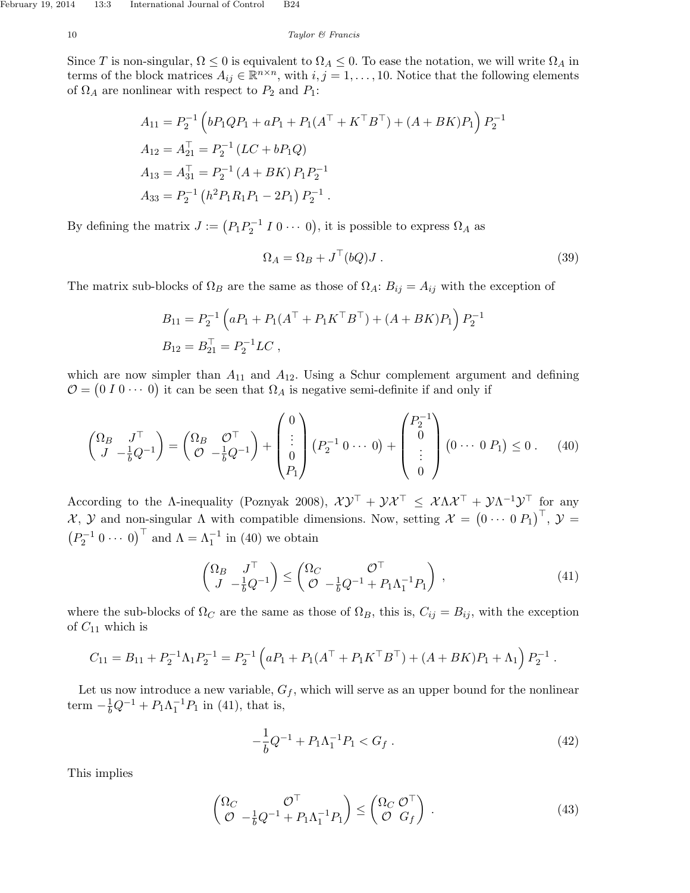Since $T$ is non-singular, $\Omega \leq 0$ is equivalent to $\Omega_A \leq 0$. To ease the notation, we will write $\Omega_A$ in terms of the block matrices $A_{ij} \in \mathbb{R}^{n \times n}$, with $i, j = 1, \ldots, 10$. Notice that the following elements of $\Omega_A$ are nonlinear with respect to $P_2$ and $P_1$:

$$
\begin{aligned}
A_{11} &= P_2^{-1} \left( bP_1 Q P_1 + aP_1 + P_1 (A^\top + K^\top B^\top) + (A + BK) P_1 \right) P_2^{-1} \\
A_{12} &= A_{21}^\top = P_2^{-1} \left( LC + bP_1 Q \right) \\
A_{13} &= A_{31}^\top = P_2^{-1} \left( A + BK \right) P_1 P_2^{-1} \\
A_{33} &= P_2^{-1} \left( h^2 P_1 R_1 P_1 - 2P_1 \right) P_2^{-1} .
\end{aligned}
$$

By defining the matrix $J := \begin{pmatrix} P_1 P_2^{-1} & I & 0 & \cdots & 0 \end{pmatrix}$, it is possible to express $\Omega_A$ as

$$
\Omega_A = \Omega_B + J^\top (bQ) J . \tag{39}
$$

The matrix sub-blocks of $\Omega_B$ are the same as those of $\Omega_A$: $B_{ij} = A_{ij}$ with the exception of

$$
\begin{aligned}
B_{11} &= P_2^{-1} \left( aP_1 + P_1 (A^\top + P_1 K^\top B^\top) + (A + BK) P_1 \right) P_2^{-1} \\
B_{12} &= B_{21}^\top = P_2^{-1} LC ,
\end{aligned}
$$

which are now simpler than $A_{11}$ and $A_{12}$. Using a Schur complement argument and defining $\mathcal{O} = \begin{pmatrix} 0 & I & 0 & \cdots & 0 \end{pmatrix}$ it can be seen that $\Omega_A$ is negative semi-definite if and only if

$$
\begin{pmatrix} \Omega_B & J^\top \\ J & -\frac{1}{b} Q^{-1} \end{pmatrix} = \begin{pmatrix} \Omega_B & \mathcal{O}^\top \\ \mathcal{O} & -\frac{1}{b} Q^{-1} \end{pmatrix} + \begin{pmatrix} 0 \\ \vdots \\ 0 \\ P_1 \end{pmatrix} \begin{pmatrix} P_2^{-1} & 0 & \cdots & 0 \end{pmatrix} + \begin{pmatrix} P_2^{-1} \\ 0 \\ \vdots \\ 0 \end{pmatrix} \begin{pmatrix} 0 & \cdots & 0 & P_1 \end{pmatrix} \leq 0 . \tag{40}
$$

According to the $\Lambda$-inequality (Poznyak 2008), $\mathcal{X}\mathcal{Y}^\top + \mathcal{Y}\mathcal{X}^\top \leq \mathcal{X}\Lambda\mathcal{X}^\top + \mathcal{Y}\Lambda^{-1}\mathcal{Y}^\top$ for any $\mathcal{X}$, $\mathcal{Y}$ and non-singular $\Lambda$ with compatible dimensions. Now, setting $\mathcal{X} = \begin{pmatrix} 0 & \cdots & 0 & P_1 \end{pmatrix}^\top$, $\mathcal{Y} = \begin{pmatrix} P_2^{-1} & 0 & \cdots & 0 \end{pmatrix}^\top$ and $\Lambda = \Lambda_1^{-1}$ in (40) we obtain

$$
\begin{pmatrix} \Omega_B & J^\top \\ J & -\frac{1}{b} Q^{-1} \end{pmatrix} \leq \begin{pmatrix} \Omega_C & \mathcal{O}^\top \\ \mathcal{O} & -\frac{1}{b} Q^{-1} + P_1 \Lambda_1^{-1} P_1 \end{pmatrix} , \tag{41}
$$

where the sub-blocks of $\Omega_C$ are the same as those of $\Omega_B$, this is, $C_{ij} = B_{ij}$, with the exception of $C_{11}$ which is

$$
C_{11} = B_{11} + P_2^{-1} \Lambda_1 P_2^{-1} = P_2^{-1} \left( aP_1 + P_1 (A^\top + P_1 K^\top B^\top) + (A + BK) P_1 + \Lambda_1 \right) P_2^{-1} .
$$

Let us now introduce a new variable, $G_f$, which will serve as an upper bound for the nonlinear term $-\frac{1}{b} Q^{-1} + P_1 \Lambda_1^{-1} P_1$ in (41), that is,

$$
-\frac{1}{b} Q^{-1} + P_1 \Lambda_1^{-1} P_1 < G_f . \tag{42}
$$

This implies

$$
\begin{pmatrix} \Omega_C & \mathcal{O}^\top \\ \mathcal{O} & -\frac{1}{b} Q^{-1} + P_1 \Lambda_1^{-1} P_1 \end{pmatrix} \leq \begin{pmatrix} \Omega_C & \mathcal{O}^\top \\ \mathcal{O} & G_f \end{pmatrix} . \tag{43}
$$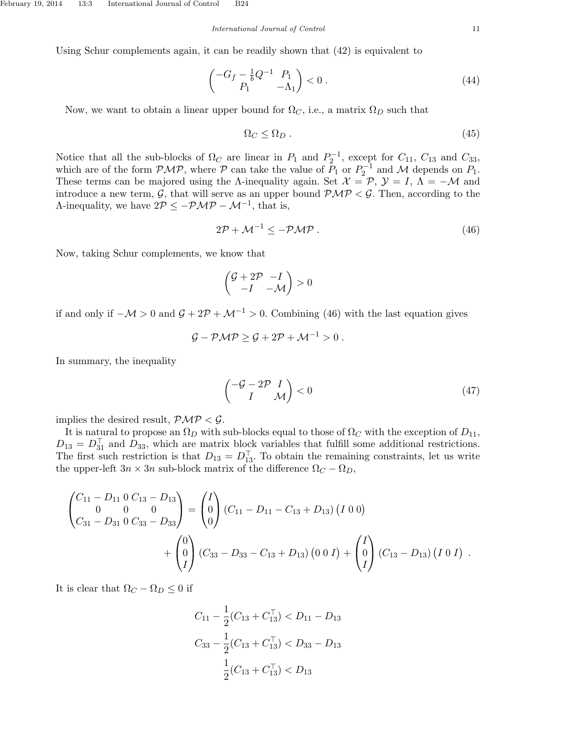Using Schur complements again, it can be readily shown that (42) is equivalent to

$$\begin{pmatrix} -G_f - \frac{1}{b}Q^{-1} & P_1 \\ P_1 & -\Lambda_1 \end{pmatrix} < 0 \,. \tag{44}$$

Now, we want to obtain a linear upper bound for $\Omega_C$, i.e., a matrix $\Omega_D$ such that

$$\Omega_C \leq \Omega_D \,. \tag{45}$$

Notice that all the sub-blocks of $\Omega_C$ are linear in $P_1$ and $P_2^{-1}$, except for $C_{11}$, $C_{13}$ and $C_{33}$, which are of the form $\mathcal{PMP}$, where $\mathcal{P}$ can take the value of $P_1$ or $P_2^{-1}$ and $\mathcal{M}$ depends on $P_1$. These terms can be majored using the $\Lambda$-inequality again. Set $\mathcal{X} = \mathcal{P}$, $\mathcal{Y} = I$, $\Lambda = -\mathcal{M}$ and introduce a new term, $\mathcal{G}$, that will serve as an upper bound $\mathcal{PMP} < \mathcal{G}$. Then, according to the $\Lambda$-inequality, we have $2\mathcal{P} \leq -\mathcal{PMP} - \mathcal{M}^{-1}$, that is,

$$2\mathcal{P} + \mathcal{M}^{-1} \leq -\mathcal{PMP} \,. \tag{46}$$

Now, taking Schur complements, we know that

$$\begin{pmatrix} \mathcal{G} + 2\mathcal{P} & -I \\ -I & -\mathcal{M} \end{pmatrix} > 0$$

if and only if $-\mathcal{M} > 0$ and $\mathcal{G} + 2\mathcal{P} + \mathcal{M}^{-1} > 0$. Combining (46) with the last equation gives

$$\mathcal{G} - \mathcal{PMP} \geq \mathcal{G} + 2\mathcal{P} + \mathcal{M}^{-1} > 0 \,.$$

In summary, the inequality

$$\begin{pmatrix} -\mathcal{G} - 2\mathcal{P} & I \\ I & \mathcal{M} \end{pmatrix} < 0 \tag{47}$$

implies the desired result, $\mathcal{PMP} < \mathcal{G}$.

It is natural to propose an $\Omega_D$ with sub-blocks equal to those of $\Omega_C$ with the exception of $D_{11}$, $D_{13} = D_{31}^\top$ and $D_{33}$, which are matrix block variables that fulfill some additional restrictions. The first such restriction is that $D_{13} = D_{13}^\top$. To obtain the remaining constraints, let us write the upper-left $3n \times 3n$ sub-block matrix of the difference $\Omega_C - \Omega_D$,

$$\begin{pmatrix} C_{11} - D_{11} & 0 & C_{13} - D_{13} \\ 0 & 0 & 0 \\ C_{31} - D_{31} & 0 & C_{33} - D_{33} \end{pmatrix} = \begin{pmatrix} I \\ 0 \\ 0 \end{pmatrix} (C_{11} - D_{11} - C_{13} + D_{13}) \begin{pmatrix} I & 0 & 0 \end{pmatrix}$$
$$+ \begin{pmatrix} 0 \\ 0 \\ I \end{pmatrix} (C_{33} - D_{33} - C_{13} + D_{13}) \begin{pmatrix} 0 & 0 & I \end{pmatrix} + \begin{pmatrix} I \\ 0 \\ I \end{pmatrix} (C_{13} - D_{13}) \begin{pmatrix} I & 0 & I \end{pmatrix} \,.$$

It is clear that $\Omega_C - \Omega_D \leq 0$ if

$$C_{11} - \frac{1}{2}(C_{13} + C_{13}^\top) < D_{11} - D_{13}$$
$$C_{33} - \frac{1}{2}(C_{13} + C_{13}^\top) < D_{33} - D_{13}$$
$$\frac{1}{2}(C_{13} + C_{13}^\top) < D_{13}$$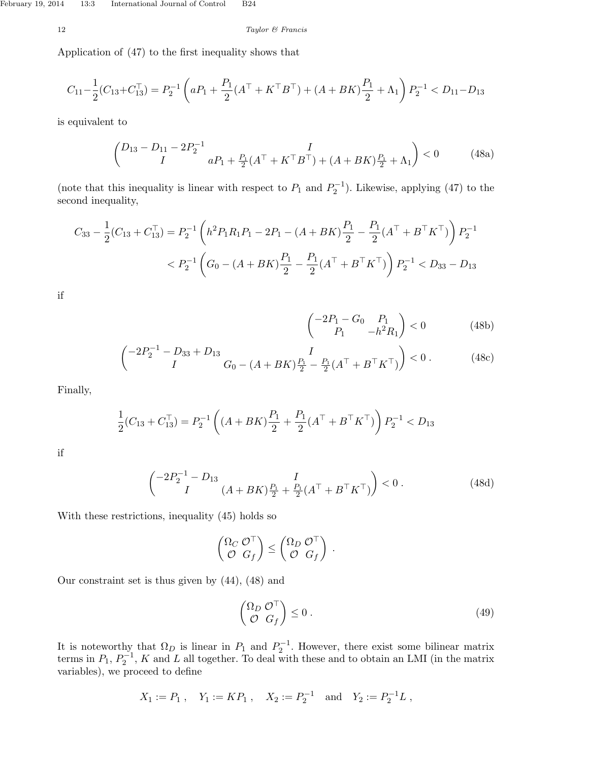Application of (47) to the first inequality shows that

$$C_{11}-\frac{1}{2}(C_{13}+C_{13}^{\top}) = P_2^{-1}\left(aP_1 + \frac{P_1}{2}(A^{\top}+K^{\top}B^{\top}) + (A+BK)\frac{P_1}{2} + \Lambda_1\right)P_2^{-1} < D_{11}-D_{13}$$

is equivalent to

$$\begin{pmatrix} D_{13}-D_{11}-2P_2^{-1} & I \\ I & aP_1 + \frac{P_1}{2}(A^{\top}+K^{\top}B^{\top}) + (A+BK)\frac{P_1}{2} + \Lambda_1 \end{pmatrix} < 0 \tag{48a}$$

(note that this inequality is linear with respect to $P_1$ and $P_2^{-1}$). Likewise, applying (47) to the second inequality,

$$C_{33}-\frac{1}{2}(C_{13}+C_{13}^{\top}) = P_2^{-1}\left(h^2P_1R_1P_1 - 2P_1 - (A+BK)\frac{P_1}{2} - \frac{P_1}{2}(A^{\top}+B^{\top}K^{\top})\right)P_2^{-1}$$

$$< P_2^{-1}\left(G_0 - (A+BK)\frac{P_1}{2} - \frac{P_1}{2}(A^{\top}+B^{\top}K^{\top})\right)P_2^{-1} < D_{33}-D_{13}$$

if

$$\begin{pmatrix} -2P_1 - G_0 & P_1 \\ P_1 & -h^2R_1 \end{pmatrix} < 0 \tag{48b}$$

$$\begin{pmatrix} -2P_2^{-1} - D_{33} + D_{13} & I \\ I & G_0 - (A+BK)\frac{P_1}{2} - \frac{P_1}{2}(A^{\top}+B^{\top}K^{\top}) \end{pmatrix} < 0\,. \tag{48c}$$

Finally,

$$\frac{1}{2}(C_{13}+C_{13}^{\top}) = P_2^{-1}\left((A+BK)\frac{P_1}{2} + \frac{P_1}{2}(A^{\top}+B^{\top}K^{\top})\right)P_2^{-1} < D_{13}$$

if

$$\begin{pmatrix} -2P_2^{-1} - D_{13} & I \\ I & (A+BK)\frac{P_1}{2} + \frac{P_1}{2}(A^{\top}+B^{\top}K^{\top}) \end{pmatrix} < 0\,. \tag{48d}$$

With these restrictions, inequality (45) holds so

$$\begin{pmatrix} \Omega_C & \mathcal{O}^{\top} \\ \mathcal{O} & G_f \end{pmatrix} \leq \begin{pmatrix} \Omega_D & \mathcal{O}^{\top} \\ \mathcal{O} & G_f \end{pmatrix}\,.$$

Our constraint set is thus given by (44), (48) and

$$\begin{pmatrix} \Omega_D & \mathcal{O}^{\top} \\ \mathcal{O} & G_f \end{pmatrix} \leq 0\,. \tag{49}$$

It is noteworthy that $\Omega_D$ is linear in $P_1$ and $P_2^{-1}$. However, there exist some bilinear matrix terms in $P_1$, $P_2^{-1}$, $K$ and $L$ all together. To deal with these and to obtain an LMI (in the matrix variables), we proceed to define

$$X_1 := P_1\,, \quad Y_1 := KP_1\,, \quad X_2 := P_2^{-1} \quad \text{and} \quad Y_2 := P_2^{-1}L\,,$$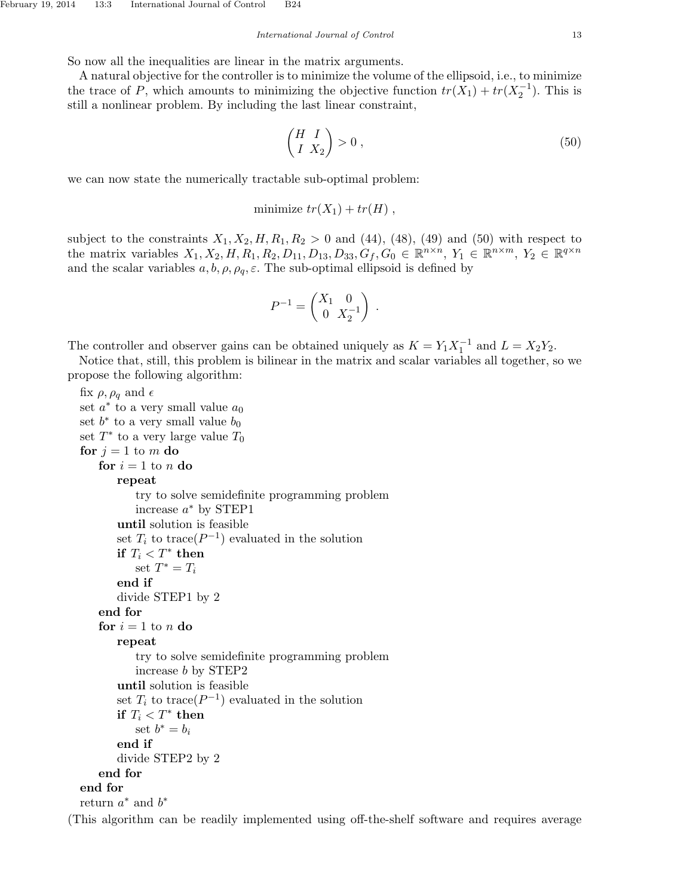So now all the inequalities are linear in the matrix arguments.

A natural objective for the controller is to minimize the volume of the ellipsoid, i.e., to minimize the trace of $P$, which amounts to minimizing the objective function $tr(X_1) + tr(X_2^{-1})$. This is still a nonlinear problem. By including the last linear constraint,

$$\begin{pmatrix} H & I \\ I & X_2 \end{pmatrix} > 0 \,, \tag{50}$$

we can now state the numerically tractable sub-optimal problem:

$$\text{minimize } tr(X_1) + tr(H) \,,$$

subject to the constraints $X_1, X_2, H, R_1, R_2 > 0$ and (44), (48), (49) and (50) with respect to the matrix variables $X_1, X_2, H, R_1, R_2, D_{11}, D_{13}, D_{33}, G_f, G_0 \in \mathbb{R}^{n\times n}$, $Y_1 \in \mathbb{R}^{n\times m}$, $Y_2 \in \mathbb{R}^{q\times n}$ and the scalar variables $a, b, \rho, \rho_q, \varepsilon$. The sub-optimal ellipsoid is defined by

$$P^{-1} = \begin{pmatrix} X_1 & 0 \\ 0 & X_2^{-1} \end{pmatrix} \,.$$

The controller and observer gains can be obtained uniquely as $K = Y_1 X_1^{-1}$ and $L = X_2 Y_2$.

Notice that, still, this problem is bilinear in the matrix and scalar variables all together, so we propose the following algorithm:

```
fix ρ, ρ_q and ϵ
set a* to a very small value a_0
set b* to a very small value b_0
set T* to a very large value T_0
for j = 1 to m do
    for i = 1 to n do
        repeat
            try to solve semidefinite programming problem
            increase a* by STEP1
        until solution is feasible
        set T_i to trace(P^{-1}) evaluated in the solution
        if T_i < T* then
            set T* = T_i
        end if
        divide STEP1 by 2
    end for
    for i = 1 to n do
        repeat
            try to solve semidefinite programming problem
            increase b by STEP2
        until solution is feasible
        set T_i to trace(P^{-1}) evaluated in the solution
        if T_i < T* then
            set b* = b_i
        end if
        divide STEP2 by 2
    end for
end for
return a* and b*
```

(This algorithm can be readily implemented using off-the-shelf software and requires average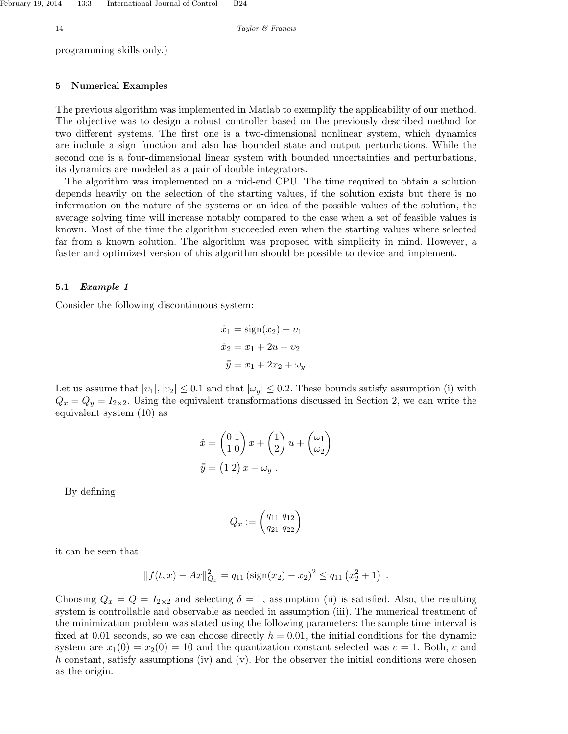programming skills only.)

## 5 Numerical Examples

The previous algorithm was implemented in Matlab to exemplify the applicability of our method. The objective was to design a robust controller based on the previously described method for two different systems. The first one is a two-dimensional nonlinear system, which dynamics are include a sign function and also has bounded state and output perturbations. While the second one is a four-dimensional linear system with bounded uncertainties and perturbations, its dynamics are modeled as a pair of double integrators.

The algorithm was implemented on a mid-end CPU. The time required to obtain a solution depends heavily on the selection of the starting values, if the solution exists but there is no information on the nature of the systems or an idea of the possible values of the solution, the average solving time will increase notably compared to the case when a set of feasible values is known. Most of the time the algorithm succeeded even when the starting values where selected far from a known solution. The algorithm was proposed with simplicity in mind. However, a faster and optimized version of this algorithm should be possible to device and implement.

### 5.1 *Example 1*

Consider the following discontinuous system:

$$
\begin{aligned}
\dot{x}_1 &= \operatorname{sign}(x_2) + \upsilon_1 \\
\dot{x}_2 &= x_1 + 2u + \upsilon_2 \\
\bar{\bar{y}} &= x_1 + 2x_2 + \omega_y \ .
\end{aligned}
$$

Let us assume that $|\upsilon_1|, |\upsilon_2| \leq 0.1$ and that $|\omega_y| \leq 0.2$. These bounds satisfy assumption (i) with $Q_x = Q_y = I_{2\times 2}$. Using the equivalent transformations discussed in Section 2, we can write the equivalent system (10) as

$$
\begin{aligned}
\dot{x} &= \begin{pmatrix} 0 & 1 \\ 1 & 0 \end{pmatrix} x + \begin{pmatrix} 1 \\ 2 \end{pmatrix} u + \begin{pmatrix} \omega_1 \\ \omega_2 \end{pmatrix} \\
\bar{\bar{y}} &= \begin{pmatrix} 1 & 2 \end{pmatrix} x + \omega_y \ .
\end{aligned}
$$

By defining

$$
Q_x := \begin{pmatrix} q_{11} & q_{12} \\ q_{21} & q_{22} \end{pmatrix}
$$

it can be seen that

$$
\|f(t,x) - Ax\|_{Q_x}^2 = q_{11} \left(\operatorname{sign}(x_2) - x_2\right)^2 \leq q_{11} \left(x_2^2 + 1\right) \ .
$$

Choosing $Q_x = Q = I_{2\times 2}$ and selecting $\delta = 1$, assumption (ii) is satisfied. Also, the resulting system is controllable and observable as needed in assumption (iii). The numerical treatment of the minimization problem was stated using the following parameters: the sample time interval is fixed at 0.01 seconds, so we can choose directly $h = 0.01$, the initial conditions for the dynamic system are $x_1(0) = x_2(0) = 10$ and the quantization constant selected was $c = 1$. Both, $c$ and $h$ constant, satisfy assumptions (iv) and (v). For the observer the initial conditions were chosen as the origin.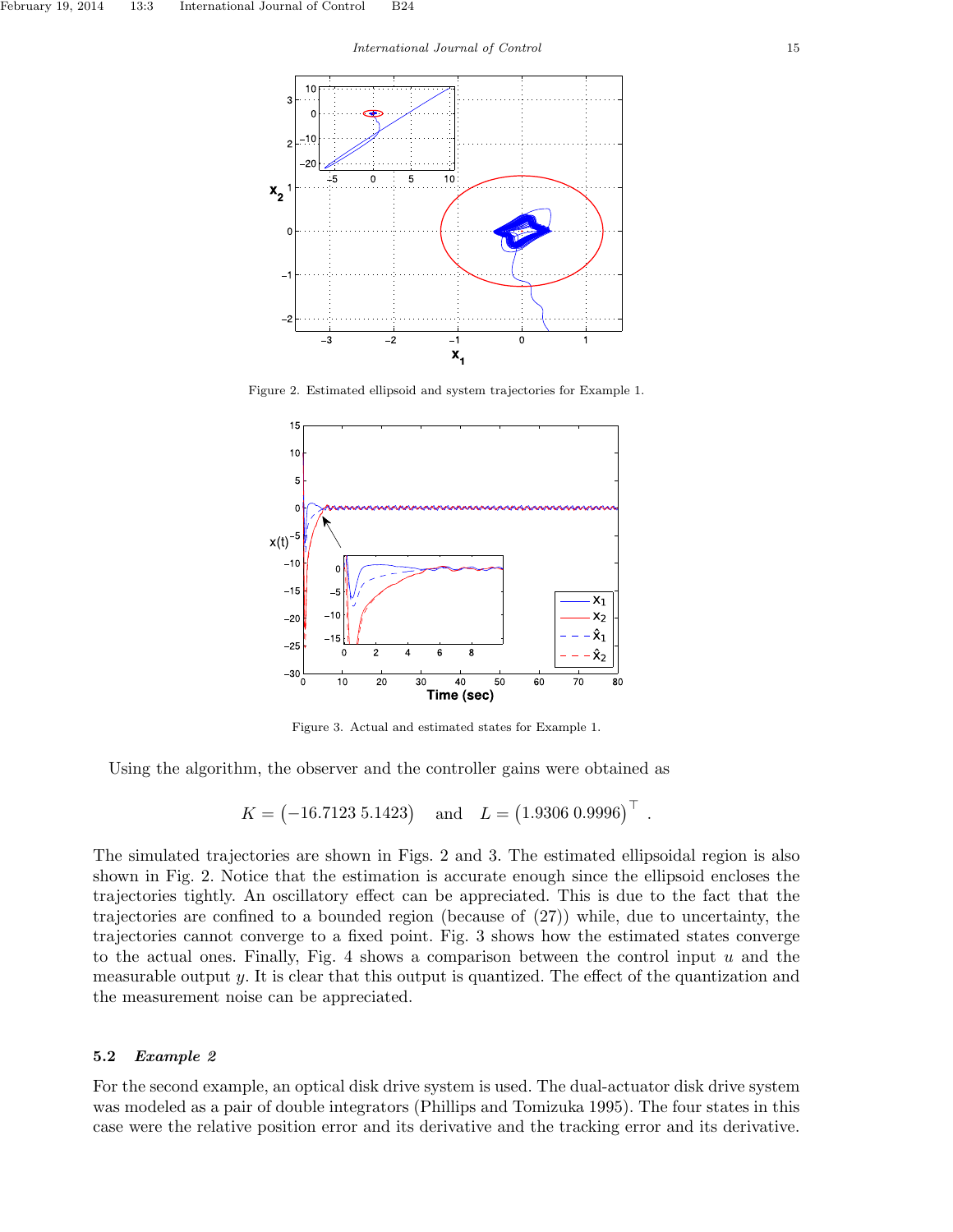Figure 2. Estimated ellipsoid and system trajectories for Example 1.

Figure 3. Actual and estimated states for Example 1.

Using the algorithm, the observer and the controller gains were obtained as

$$K = \begin{pmatrix}-16.7123 & 5.1423\end{pmatrix} \quad \text{and} \quad L = \begin{pmatrix}1.9306 & 0.9996\end{pmatrix}^\top .$$

The simulated trajectories are shown in Figs. 2 and 3. The estimated ellipsoidal region is also shown in Fig. 2. Notice that the estimation is accurate enough since the ellipsoid encloses the trajectories tightly. An oscillatory effect can be appreciated. This is due to the fact that the trajectories are confined to a bounded region (because of (27)) while, due to uncertainty, the trajectories cannot converge to a fixed point. Fig. 3 shows how the estimated states converge to the actual ones. Finally, Fig. 4 shows a comparison between the control input $u$ and the measurable output $y$. It is clear that this output is quantized. The effect of the quantization and the measurement noise can be appreciated.

### 5.2 *Example 2*

For the second example, an optical disk drive system is used. The dual-actuator disk drive system was modeled as a pair of double integrators (Phillips and Tomizuka 1995). The four states in this case were the relative position error and its derivative and the tracking error and its derivative.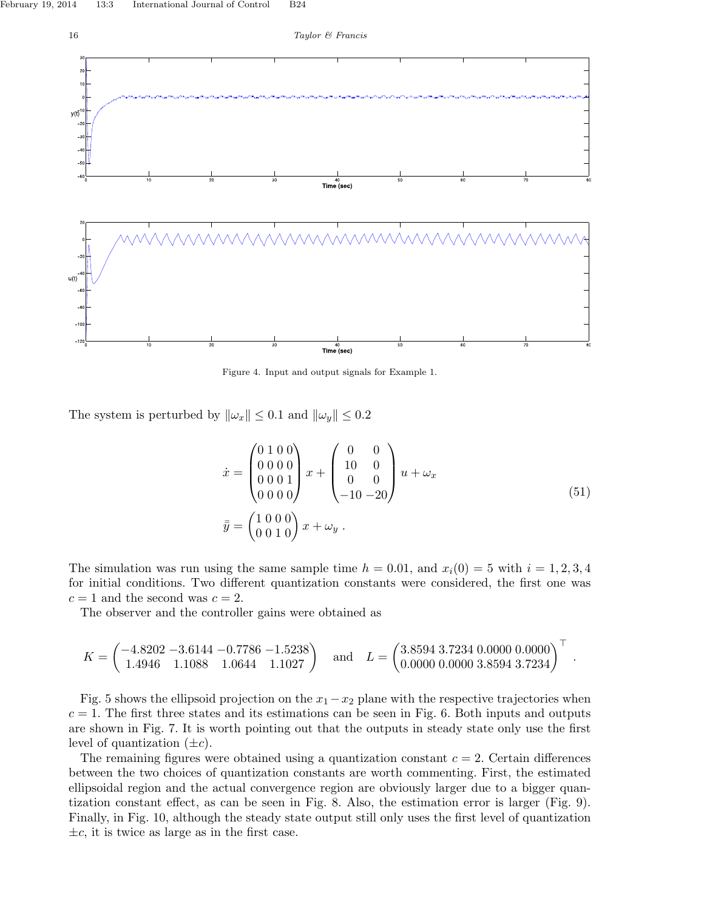Figure 4. Input and output signals for Example 1.

The system is perturbed by $\|\omega_x\| \leq 0.1$ and $\|\omega_y\| \leq 0.2$

$$
\begin{aligned}
\dot{x} &= \begin{pmatrix} 0 & 1 & 0 & 0 \\ 0 & 0 & 0 & 0 \\ 0 & 0 & 0 & 1 \\ 0 & 0 & 0 & 0 \end{pmatrix} x + \begin{pmatrix} 0 & 0 \\ 10 & 0 \\ 0 & 0 \\ -10 & -20 \end{pmatrix} u + \omega_x \\
\bar{\bar{y}} &= \begin{pmatrix} 1 & 0 & 0 & 0 \\ 0 & 0 & 1 & 0 \end{pmatrix} x + \omega_y \ .
\end{aligned}
\tag{51}
$$

The simulation was run using the same sample time $h = 0.01$, and $x_i(0) = 5$ with $i = 1, 2, 3, 4$ for initial conditions. Two different quantization constants were considered, the first one was $c = 1$ and the second was $c = 2$.

The observer and the controller gains were obtained as

$$
K = \begin{pmatrix} -4.8202 & -3.6144 & -0.7786 & -1.5238 \\ 1.4946 & 1.1088 & 1.0644 & 1.1027 \end{pmatrix} \quad \text{and} \quad L = \begin{pmatrix} 3.8594 & 3.7234 & 0.0000 & 0.0000 \\ 0.0000 & 0.0000 & 3.8594 & 3.7234 \end{pmatrix}^\top .
$$

Fig. 5 shows the ellipsoid projection on the $x_1 - x_2$ plane with the respective trajectories when $c = 1$. The first three states and its estimations can be seen in Fig. 6. Both inputs and outputs are shown in Fig. 7. It is worth pointing out that the outputs in steady state only use the first level of quantization ($\pm c$).

The remaining figures were obtained using a quantization constant $c = 2$. Certain differences between the two choices of quantization constants are worth commenting. First, the estimated ellipsoidal region and the actual convergence region are obviously larger due to a bigger quantization constant effect, as can be seen in Fig. 8. Also, the estimation error is larger (Fig. 9). Finally, in Fig. 10, although the steady state output still only uses the first level of quantization $\pm c$, it is twice as large as in the first case.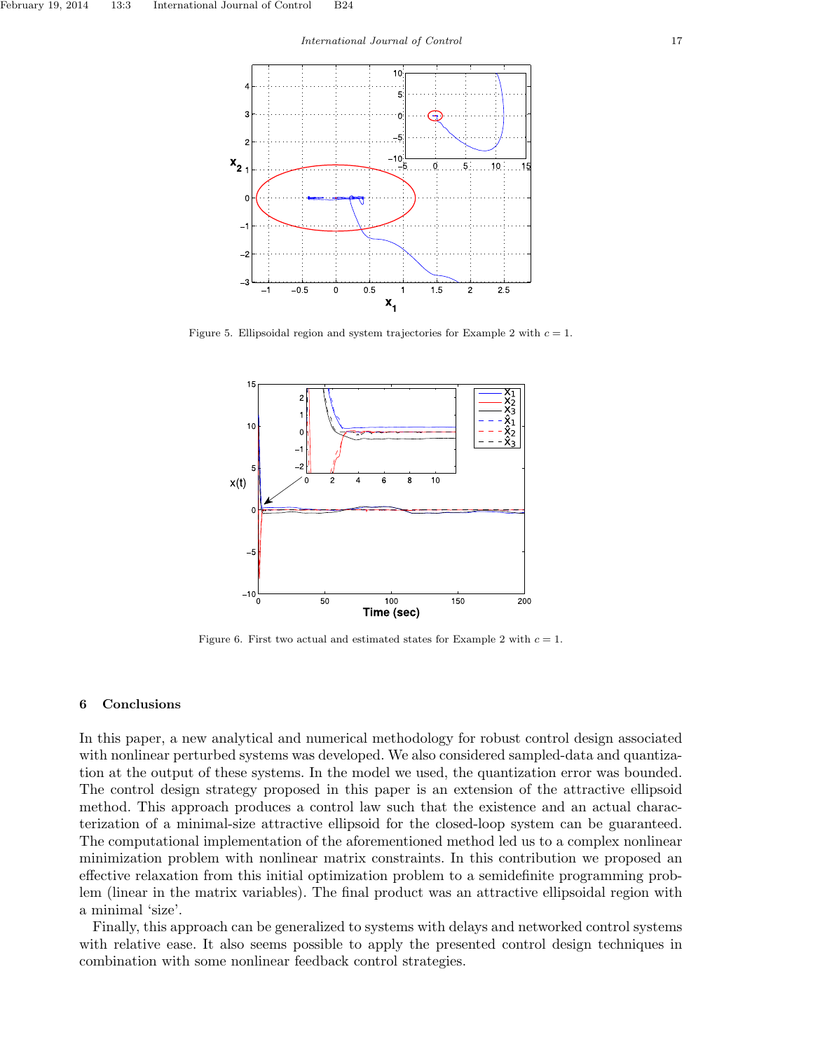Figure 5. Ellipsoidal region and system trajectories for Example 2 with $c = 1$.

Figure 6. First two actual and estimated states for Example 2 with $c = 1$.

## 6 Conclusions

In this paper, a new analytical and numerical methodology for robust control design associated with nonlinear perturbed systems was developed. We also considered sampled-data and quantization at the output of these systems. In the model we used, the quantization error was bounded. The control design strategy proposed in this paper is an extension of the attractive ellipsoid method. This approach produces a control law such that the existence and an actual characterization of a minimal-size attractive ellipsoid for the closed-loop system can be guaranteed. The computational implementation of the aforementioned method led us to a complex nonlinear minimization problem with nonlinear matrix constraints. In this contribution we proposed an effective relaxation from this initial optimization problem to a semidefinite programming problem (linear in the matrix variables). The final product was an attractive ellipsoidal region with a minimal 'size'.

Finally, this approach can be generalized to systems with delays and networked control systems with relative ease. It also seems possible to apply the presented control design techniques in combination with some nonlinear feedback control strategies.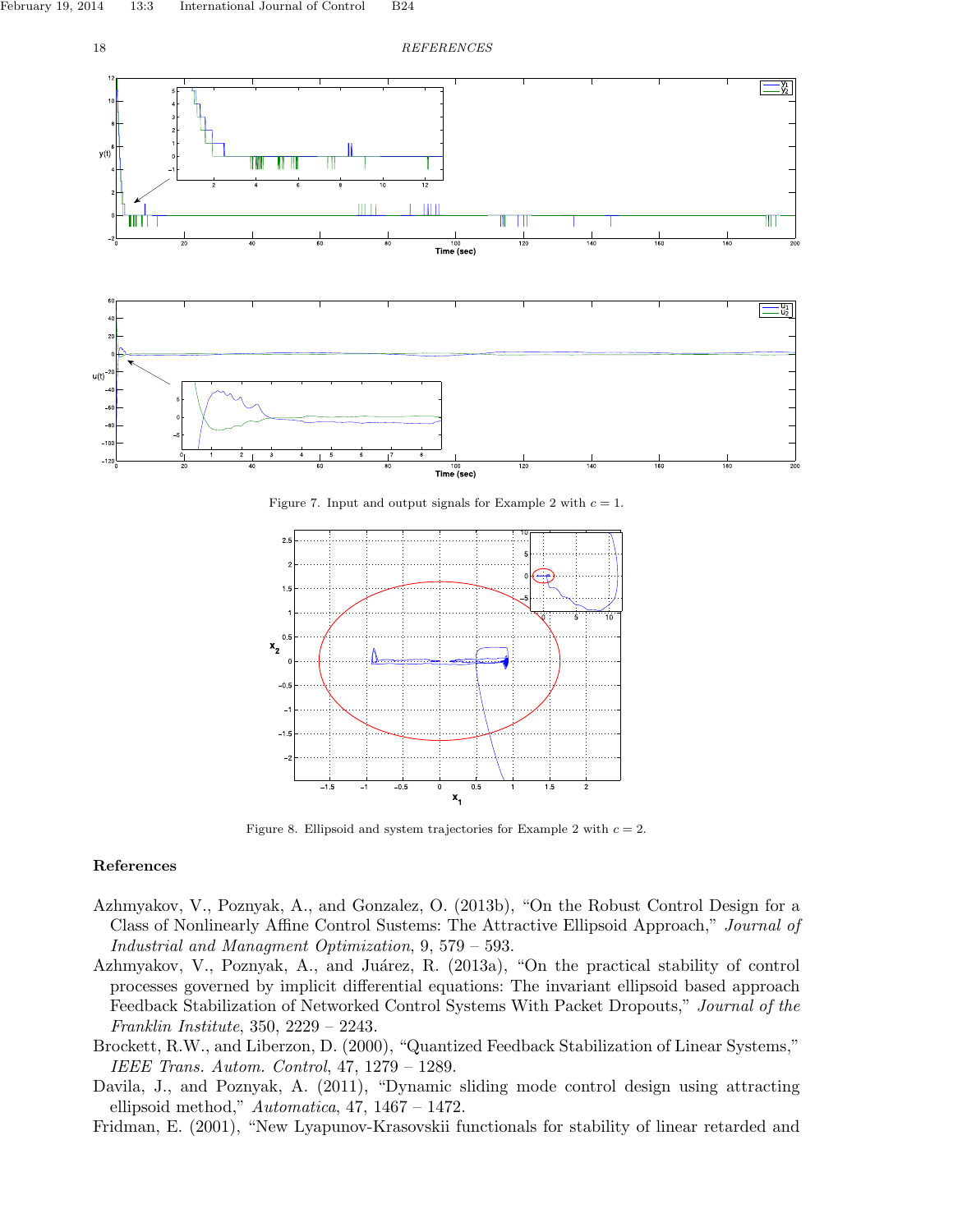Figure 7. Input and output signals for Example 2 with $c = 1$.

Figure 8. Ellipsoid and system trajectories for Example 2 with $c = 2$.

## References

Azhmyakov, V., Poznyak, A., and Gonzalez, O. (2013b), "On the Robust Control Design for a Class of Nonlinearly Affine Control Sustems: The Attractive Ellipsoid Approach," *Journal of Industrial and Managment Optimization*, 9, 579 – 593.

Azhmyakov, V., Poznyak, A., and Juárez, R. (2013a), "On the practical stability of control processes governed by implicit differential equations: The invariant ellipsoid based approach Feedback Stabilization of Networked Control Systems With Packet Dropouts," *Journal of the Franklin Institute*, 350, 2229 – 2243.

Brockett, R.W., and Liberzon, D. (2000), "Quantized Feedback Stabilization of Linear Systems," *IEEE Trans. Autom. Control*, 47, 1279 – 1289.

Davila, J., and Poznyak, A. (2011), "Dynamic sliding mode control design using attracting ellipsoid method," *Automatica*, 47, 1467 – 1472.

Fridman, E. (2001), "New Lyapunov-Krasovskii functionals for stability of linear retarded and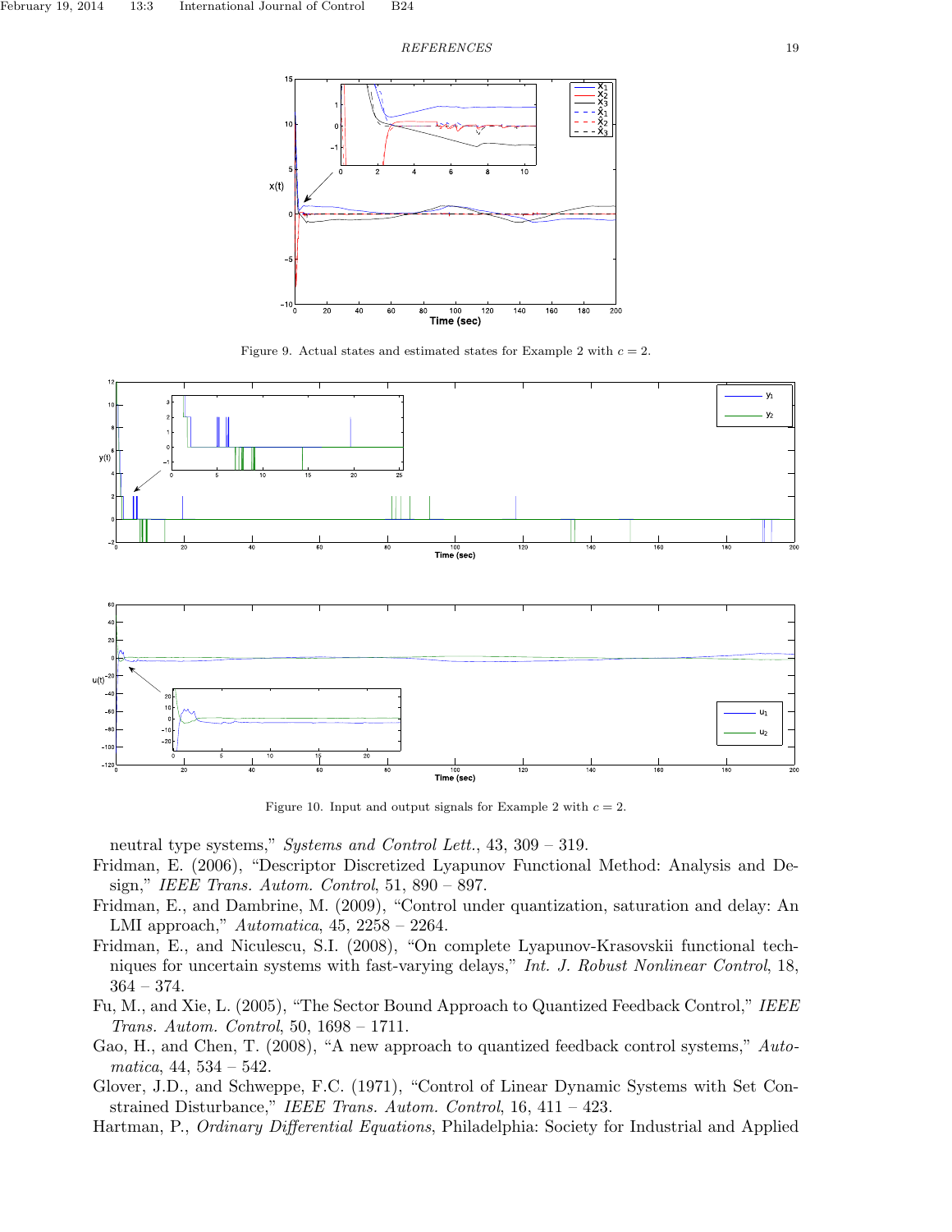Figure 9. Actual states and estimated states for Example 2 with $c = 2$.

Figure 10. Input and output signals for Example 2 with $c = 2$.

neutral type systems," *Systems and Control Lett.*, 43, 309 – 319.

Fridman, E. (2006), "Descriptor Discretized Lyapunov Functional Method: Analysis and Design," *IEEE Trans. Autom. Control*, 51, 890 – 897.

Fridman, E., and Dambrine, M. (2009), "Control under quantization, saturation and delay: An LMI approach," *Automatica*, 45, 2258 – 2264.

Fridman, E., and Niculescu, S.I. (2008), "On complete Lyapunov-Krasovskii functional techniques for uncertain systems with fast-varying delays," *Int. J. Robust Nonlinear Control*, 18, 364 – 374.

Fu, M., and Xie, L. (2005), "The Sector Bound Approach to Quantized Feedback Control," *IEEE Trans. Autom. Control*, 50, 1698 – 1711.

Gao, H., and Chen, T. (2008), "A new approach to quantized feedback control systems," *Automatica*, 44, 534 – 542.

Glover, J.D., and Schweppe, F.C. (1971), "Control of Linear Dynamic Systems with Set Constrained Disturbance," *IEEE Trans. Autom. Control*, 16, 411 – 423.

Hartman, P., *Ordinary Differential Equations*, Philadelphia: Society for Industrial and Applied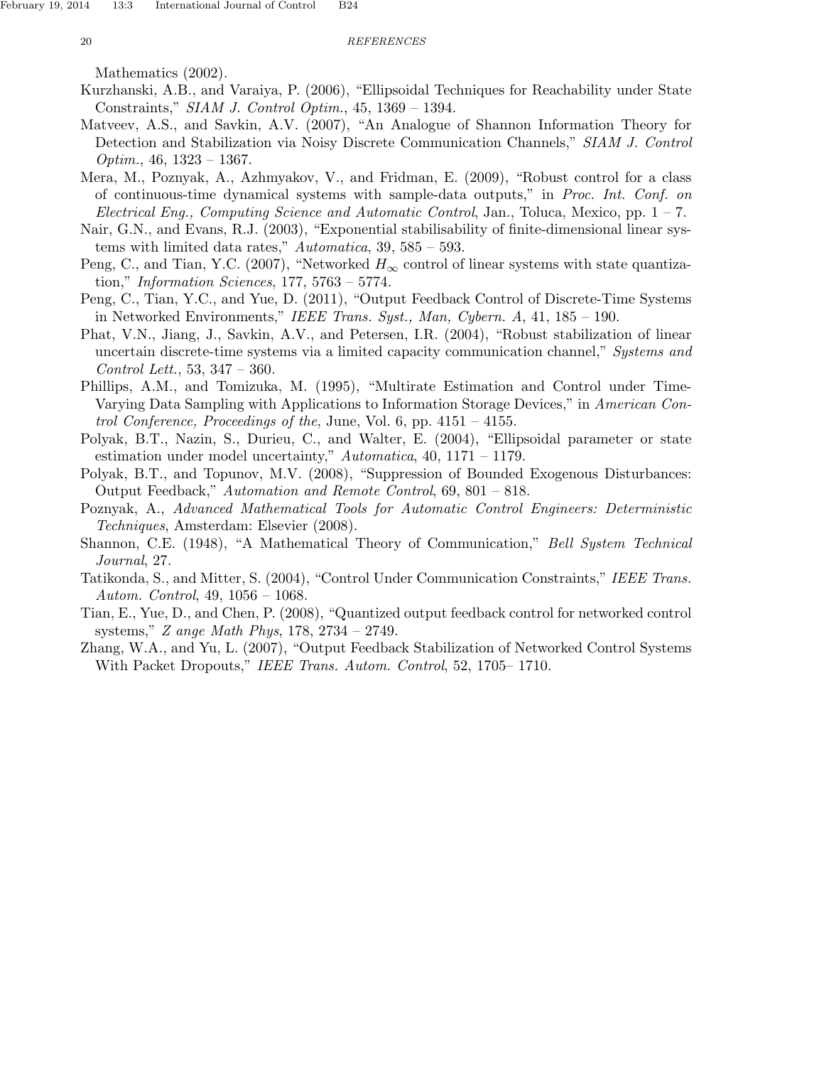Mathematics (2002).

Kurzhanski, A.B., and Varaiya, P. (2006), "Ellipsoidal Techniques for Reachability under State Constraints," *SIAM J. Control Optim.*, 45, 1369 – 1394.

Matveev, A.S., and Savkin, A.V. (2007), "An Analogue of Shannon Information Theory for Detection and Stabilization via Noisy Discrete Communication Channels," *SIAM J. Control Optim.*, 46, 1323 – 1367.

Mera, M., Poznyak, A., Azhmyakov, V., and Fridman, E. (2009), "Robust control for a class of continuous-time dynamical systems with sample-data outputs," in *Proc. Int. Conf. on Electrical Eng., Computing Science and Automatic Control*, Jan., Toluca, Mexico, pp. 1 – 7.

Nair, G.N., and Evans, R.J. (2003), "Exponential stabilisability of finite-dimensional linear systems with limited data rates," *Automatica*, 39, 585 – 593.

Peng, C., and Tian, Y.C. (2007), "Networked $H_\infty$ control of linear systems with state quantization," *Information Sciences*, 177, 5763 – 5774.

Peng, C., Tian, Y.C., and Yue, D. (2011), "Output Feedback Control of Discrete-Time Systems in Networked Environments," *IEEE Trans. Syst., Man, Cybern. A*, 41, 185 – 190.

Phat, V.N., Jiang, J., Savkin, A.V., and Petersen, I.R. (2004), "Robust stabilization of linear uncertain discrete-time systems via a limited capacity communication channel," *Systems and Control Lett.*, 53, 347 – 360.

Phillips, A.M., and Tomizuka, M. (1995), "Multirate Estimation and Control under Time-Varying Data Sampling with Applications to Information Storage Devices," in *American Control Conference, Proceedings of the*, June, Vol. 6, pp. 4151 – 4155.

Polyak, B.T., Nazin, S., Durieu, C., and Walter, E. (2004), "Ellipsoidal parameter or state estimation under model uncertainty," *Automatica*, 40, 1171 – 1179.

Polyak, B.T., and Topunov, M.V. (2008), "Suppression of Bounded Exogenous Disturbances: Output Feedback," *Automation and Remote Control*, 69, 801 – 818.

Poznyak, A., *Advanced Mathematical Tools for Automatic Control Engineers: Deterministic Techniques*, Amsterdam: Elsevier (2008).

Shannon, C.E. (1948), "A Mathematical Theory of Communication," *Bell System Technical Journal*, 27.

Tatikonda, S., and Mitter, S. (2004), "Control Under Communication Constraints," *IEEE Trans. Autom. Control*, 49, 1056 – 1068.

Tian, E., Yue, D., and Chen, P. (2008), "Quantized output feedback control for networked control systems," *Z ange Math Phys*, 178, 2734 – 2749.

Zhang, W.A., and Yu, L. (2007), "Output Feedback Stabilization of Networked Control Systems With Packet Dropouts," *IEEE Trans. Autom. Control*, 52, 1705– 1710.